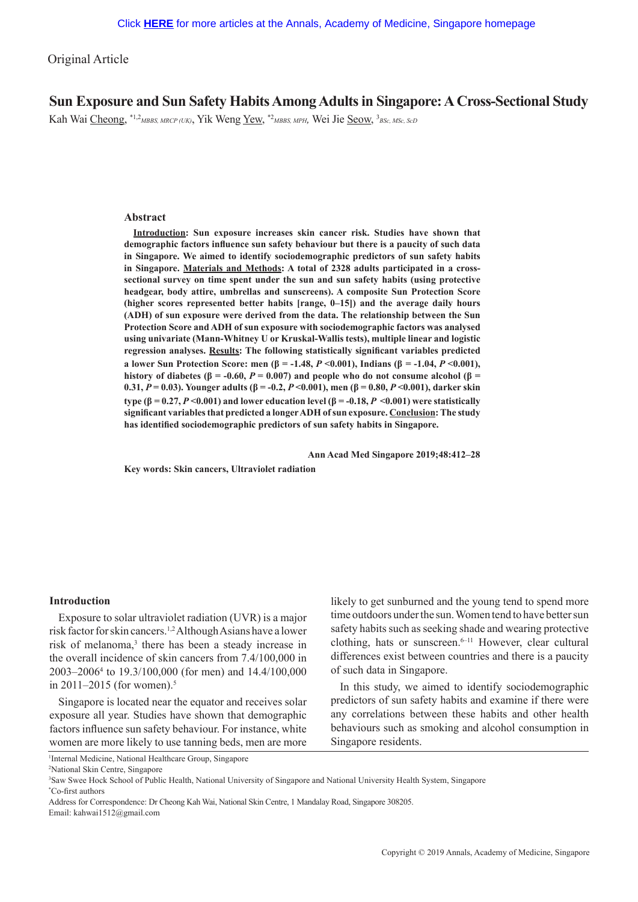Click **HERE** for more articles at the Annals, Academy of Medicine, Singapore homepage

Original Article

# Sun Exposure and Sun Safety Habits Among Adults in Singapore: A Cross-Sectional Study

Kah Wai Cheong, [*1,2] *MBBS, MRCP (UK)*, Yik Weng Yew, [*2] *MBBS, MPH*, Wei Jie Seow, [3] *BSc, MSc, ScD*

## Abstract

**Introduction: Sun exposure increases skin cancer risk. Studies have shown that demographic factors influence sun safety behaviour but there is a paucity of such data in Singapore. We aimed to identify sociodemographic predictors of sun safety habits in Singapore. Materials and Methods: A total of 2328 adults participated in a cross-sectional survey on time spent under the sun and sun safety habits (using protective headgear, body attire, umbrellas and sunscreens). A composite Sun Protection Score (higher scores represented better habits [range, 0–15]) and the average daily hours (ADH) of sun exposure were derived from the data. The relationship between the Sun Protection Score and ADH of sun exposure with sociodemographic factors was analysed using univariate (Mann-Whitney U or Kruskal-Wallis tests), multiple linear and logistic regression analyses. Results: The following statistically significant variables predicted a lower Sun Protection Score: men (β = -1.48, *P* <0.001), Indians (β = -1.04, *P* <0.001), history of diabetes (β = -0.60, *P* = 0.007) and people who do not consume alcohol (β = 0.31, *P* = 0.03). Younger adults (β = -0.2, *P* <0.001), men (β = 0.80, *P* <0.001), darker skin type (β = 0.27, *P* <0.001) and lower education level (β = -0.18, *P* <0.001) were statistically significant variables that predicted a longer ADH of sun exposure. Conclusion: The study has identified sociodemographic predictors of sun safety habits in Singapore.**

**Ann Acad Med Singapore 2019;48:412–28**

**Key words: Skin cancers, Ultraviolet radiation**

## Introduction

Exposure to solar ultraviolet radiation (UVR) is a major risk factor for skin cancers.[1,2] Although Asians have a lower risk of melanoma,[3] there has been a steady increase in the overall incidence of skin cancers from 7.4/100,000 in 2003–2006[4] to 19.3/100,000 (for men) and 14.4/100,000 in 2011–2015 (for women).[5]

Singapore is located near the equator and receives solar exposure all year. Studies have shown that demographic factors influence sun safety behaviour. For instance, white women are more likely to use tanning beds, men are more likely to get sunburned and the young tend to spend more time outdoors under the sun. Women tend to have better sun safety habits such as seeking shade and wearing protective clothing, hats or sunscreen.[6–11] However, clear cultural differences exist between countries and there is a paucity of such data in Singapore.

In this study, we aimed to identify sociodemographic predictors of sun safety habits and examine if there were any correlations between these habits and other health behaviours such as smoking and alcohol consumption in Singapore residents.

[1]Internal Medicine, National Healthcare Group, Singapore

[2]National Skin Centre, Singapore

[3]Saw Swee Hock School of Public Health, National University of Singapore and National University Health System, Singapore

[*]Co-first authors

Address for Correspondence: Dr Cheong Kah Wai, National Skin Centre, 1 Mandalay Road, Singapore 308205.
Email: kahwai1512@gmail.com

Copyright © 2019 Annals, Academy of Medicine, Singapore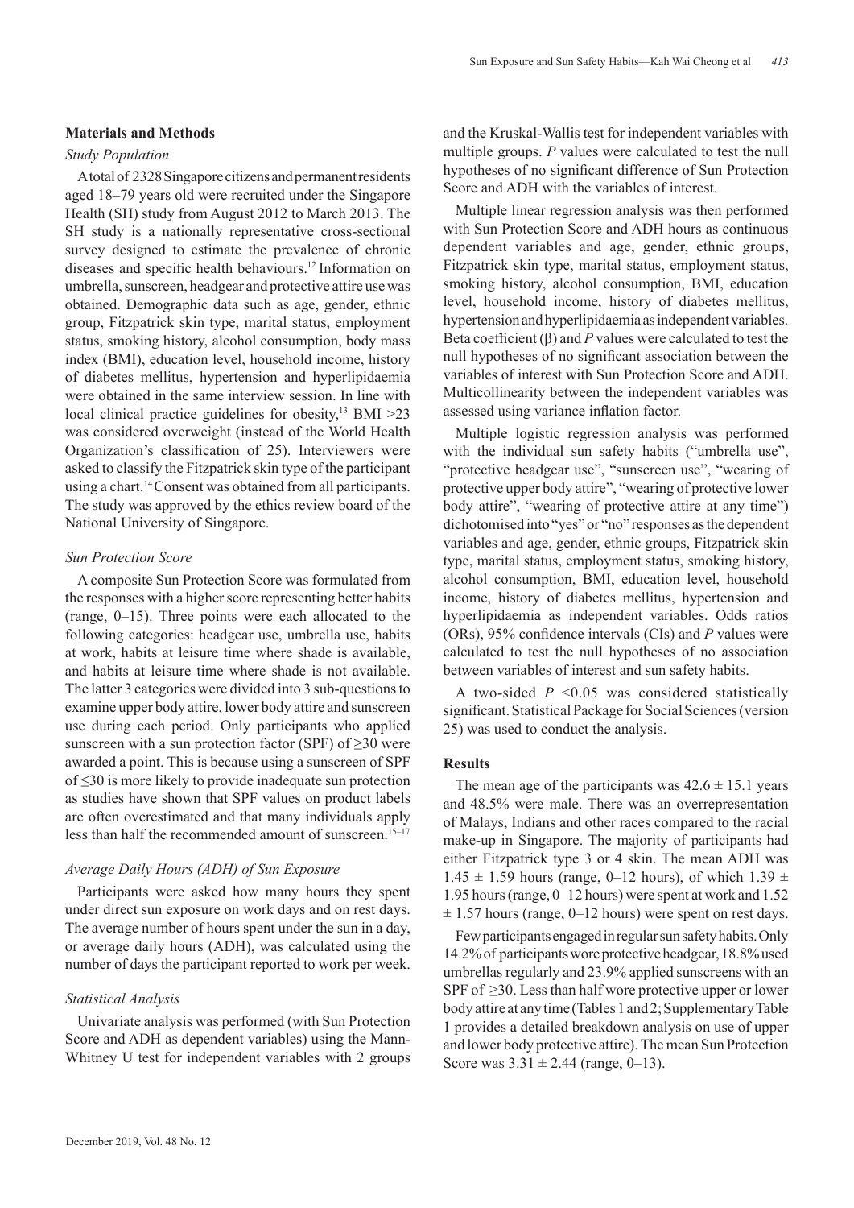## Materials and Methods

### *Study Population*

A total of 2328 Singapore citizens and permanent residents aged 18–79 years old were recruited under the Singapore Health (SH) study from August 2012 to March 2013. The SH study is a nationally representative cross-sectional survey designed to estimate the prevalence of chronic diseases and specific health behaviours.[12] Information on umbrella, sunscreen, headgear and protective attire use was obtained. Demographic data such as age, gender, ethnic group, Fitzpatrick skin type, marital status, employment status, smoking history, alcohol consumption, body mass index (BMI), education level, household income, history of diabetes mellitus, hypertension and hyperlipidaemia were obtained in the same interview session. In line with local clinical practice guidelines for obesity,[13] BMI >23 was considered overweight (instead of the World Health Organization's classification of 25). Interviewers were asked to classify the Fitzpatrick skin type of the participant using a chart.[14] Consent was obtained from all participants. The study was approved by the ethics review board of the National University of Singapore.

### *Sun Protection Score*

A composite Sun Protection Score was formulated from the responses with a higher score representing better habits (range, 0–15). Three points were each allocated to the following categories: headgear use, umbrella use, habits at work, habits at leisure time where shade is available, and habits at leisure time where shade is not available. The latter 3 categories were divided into 3 sub-questions to examine upper body attire, lower body attire and sunscreen use during each period. Only participants who applied sunscreen with a sun protection factor (SPF) of ≥30 were awarded a point. This is because using a sunscreen of SPF of ≤30 is more likely to provide inadequate sun protection as studies have shown that SPF values on product labels are often overestimated and that many individuals apply less than half the recommended amount of sunscreen.[15–17]

### *Average Daily Hours (ADH) of Sun Exposure*

Participants were asked how many hours they spent under direct sun exposure on work days and on rest days. The average number of hours spent under the sun in a day, or average daily hours (ADH), was calculated using the number of days the participant reported to work per week.

### *Statistical Analysis*

Univariate analysis was performed (with Sun Protection Score and ADH as dependent variables) using the Mann-Whitney U test for independent variables with 2 groups and the Kruskal-Wallis test for independent variables with multiple groups. *P* values were calculated to test the null hypotheses of no significant difference of Sun Protection Score and ADH with the variables of interest.

Multiple linear regression analysis was then performed with Sun Protection Score and ADH hours as continuous dependent variables and age, gender, ethnic groups, Fitzpatrick skin type, marital status, employment status, smoking history, alcohol consumption, BMI, education level, household income, history of diabetes mellitus, hypertension and hyperlipidaemia as independent variables. Beta coefficient (β) and *P* values were calculated to test the null hypotheses of no significant association between the variables of interest with Sun Protection Score and ADH. Multicollinearity between the independent variables was assessed using variance inflation factor.

Multiple logistic regression analysis was performed with the individual sun safety habits ("umbrella use", "protective headgear use", "sunscreen use", "wearing of protective upper body attire", "wearing of protective lower body attire", "wearing of protective attire at any time") dichotomised into "yes" or "no" responses as the dependent variables and age, gender, ethnic groups, Fitzpatrick skin type, marital status, employment status, smoking history, alcohol consumption, BMI, education level, household income, history of diabetes mellitus, hypertension and hyperlipidaemia as independent variables. Odds ratios (ORs), 95% confidence intervals (CIs) and *P* values were calculated to test the null hypotheses of no association between variables of interest and sun safety habits.

A two-sided $P < 0.05$ was considered statistically significant. Statistical Package for Social Sciences (version 25) was used to conduct the analysis.

## Results

The mean age of the participants was $42.6 \pm 15.1$ years and 48.5% were male. There was an overrepresentation of Malays, Indians and other races compared to the racial make-up in Singapore. The majority of participants had either Fitzpatrick type 3 or 4 skin. The mean ADH was $1.45 \pm 1.59$ hours (range, 0–12 hours), of which $1.39 \pm 1.95$ hours (range, 0–12 hours) were spent at work and $1.52 \pm 1.57$ hours (range, 0–12 hours) were spent on rest days.

Few participants engaged in regular sun safety habits. Only 14.2% of participants wore protective headgear, 18.8% used umbrellas regularly and 23.9% applied sunscreens with an SPF of ≥30. Less than half wore protective upper or lower body attire at any time (Tables 1 and 2; Supplementary Table 1 provides a detailed breakdown analysis on use of upper and lower body protective attire). The mean Sun Protection Score was $3.31 \pm 2.44$ (range, 0–13).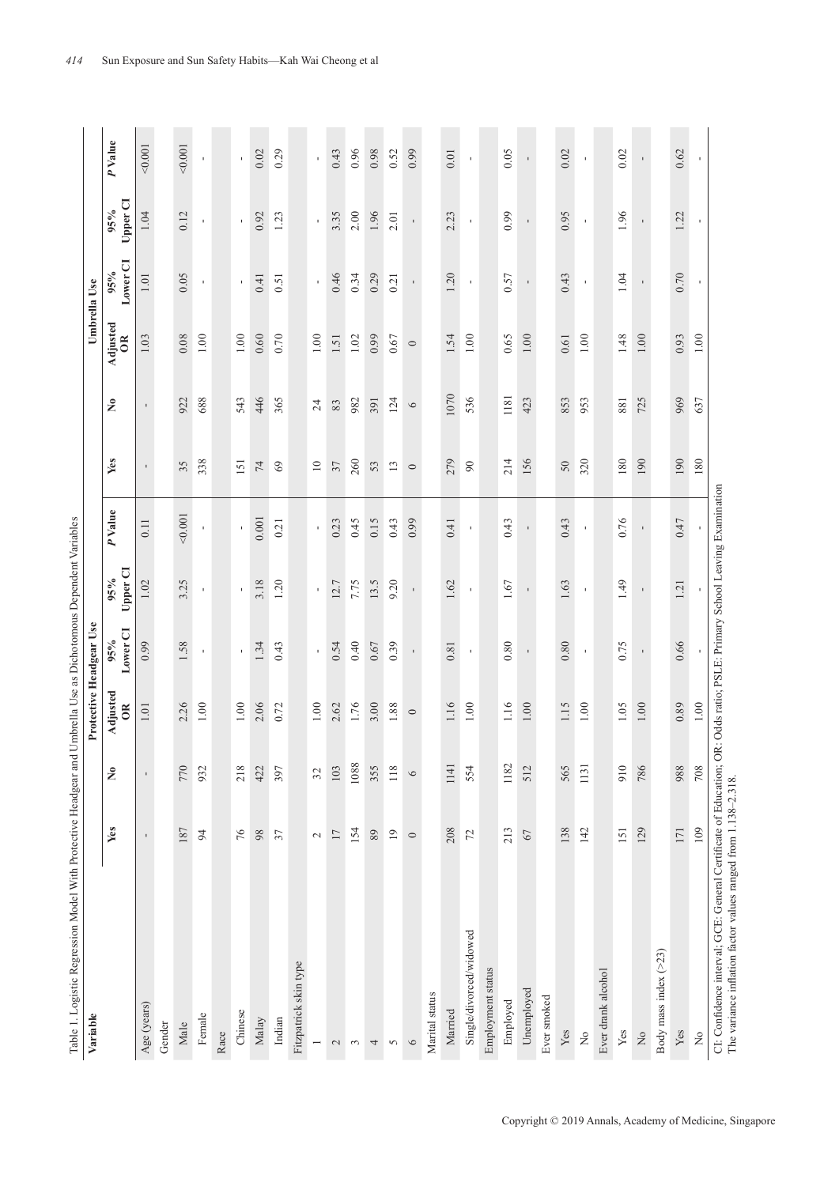Table 1. Logistic Regression Model With Protective Headgear and Umbrella Use as Dichotomous Dependent Variables

| Variable | Protective Headgear Use | | | | | | Umbrella Use | | | | | |
|---|---|---|---|---|---|---|---|---|---|---|---|---|
| | Yes | No | Adjusted OR | 95% Lower CI | 95% Upper CI | P Value | Yes | No | Adjusted OR | 95% Lower CI | 95% Upper CI | P Value |
| Age (years) | - | - | 1.01 | 0.99 | 1.02 | 0.11 | - | - | 1.03 | 1.01 | 1.04 | <0.001 |
| Gender | | | | | | | | | | | | |
| Male | 187 | 770 | 2.26 | 1.58 | 3.25 | <0.001 | 35 | 922 | 0.08 | 0.05 | 0.12 | <0.001 |
| Female | 94 | 932 | 1.00 | - | - | - | 338 | 688 | 1.00 | - | - | - |
| Race | | | | | | | | | | | | |
| Chinese | 76 | 218 | 1.00 | - | - | - | 151 | 543 | 1.00 | - | - | - |
| Malay | 98 | 422 | 2.06 | 1.34 | 3.18 | 0.001 | 74 | 446 | 0.60 | 0.41 | 0.92 | 0.02 |
| Indian | 37 | 397 | 0.72 | 0.43 | 1.20 | 0.21 | 69 | 365 | 0.70 | 0.51 | 1.23 | 0.29 |
| Fitzpatrick skin type | | | | | | | | | | | | |
| 1 | 2 | 32 | 1.00 | - | - | - | 10 | 24 | 1.00 | - | - | - |
| 2 | 17 | 103 | 2.62 | 0.54 | 12.7 | 0.23 | 37 | 83 | 1.51 | 0.46 | 3.35 | 0.43 |
| 3 | 154 | 1088 | 1.76 | 0.40 | 7.75 | 0.45 | 260 | 982 | 1.02 | 0.34 | 2.00 | 0.96 |
| 4 | 89 | 355 | 3.00 | 0.67 | 13.5 | 0.15 | 53 | 391 | 0.99 | 0.29 | 1.96 | 0.98 |
| 5 | 19 | 118 | 1.88 | 0.39 | 9.20 | 0.43 | 13 | 124 | 0.67 | 0.21 | 2.01 | 0.52 |
| 6 | 0 | 6 | 0 | - | - | 0.99 | 0 | 6 | 0 | - | - | 0.99 |
| Marital status | | | | | | | | | | | | |
| Married | 208 | 1141 | 1.16 | 0.81 | 1.62 | 0.41 | 279 | 1070 | 1.54 | 1.20 | 2.23 | 0.01 |
| Single/divorced/widowed | 72 | 554 | 1.00 | - | - | - | 90 | 536 | 1.00 | - | - | - |
| Employment status | | | | | | | | | | | | |
| Employed | 213 | 1182 | 1.16 | 0.80 | 1.67 | 0.43 | 214 | 1181 | 0.65 | 0.57 | 0.99 | 0.05 |
| Unemployed | 67 | 512 | 1.00 | - | - | - | 156 | 423 | 1.00 | - | - | - |
| Ever smoked | | | | | | | | | | | | |
| Yes | 138 | 565 | 1.15 | 0.80 | 1.63 | 0.43 | 50 | 853 | 0.61 | 0.43 | 0.95 | 0.02 |
| No | 142 | 1131 | 1.00 | - | - | - | 320 | 953 | 1.00 | - | - | - |
| Ever drank alcohol | | | | | | | | | | | | |
| Yes | 151 | 910 | 1.05 | 0.75 | 1.49 | 0.76 | 180 | 881 | 1.48 | 1.04 | 1.96 | 0.02 |
| No | 129 | 786 | 1.00 | - | - | - | 190 | 725 | 1.00 | - | - | - |
| Body mass index (>23) | | | | | | | | | | | | |
| Yes | 171 | 988 | 0.89 | 0.66 | 1.21 | 0.47 | 190 | 969 | 0.93 | 0.70 | 1.22 | 0.62 |
| No | 109 | 708 | 1.00 | - | - | - | 180 | 637 | 1.00 | - | - | - |

CI: Confidence interval; GCE: General Certificate of Education; OR: Odds ratio; PSLE: Primary School Leaving Examination
The variance inflation factor values ranged from 1.138–2.318.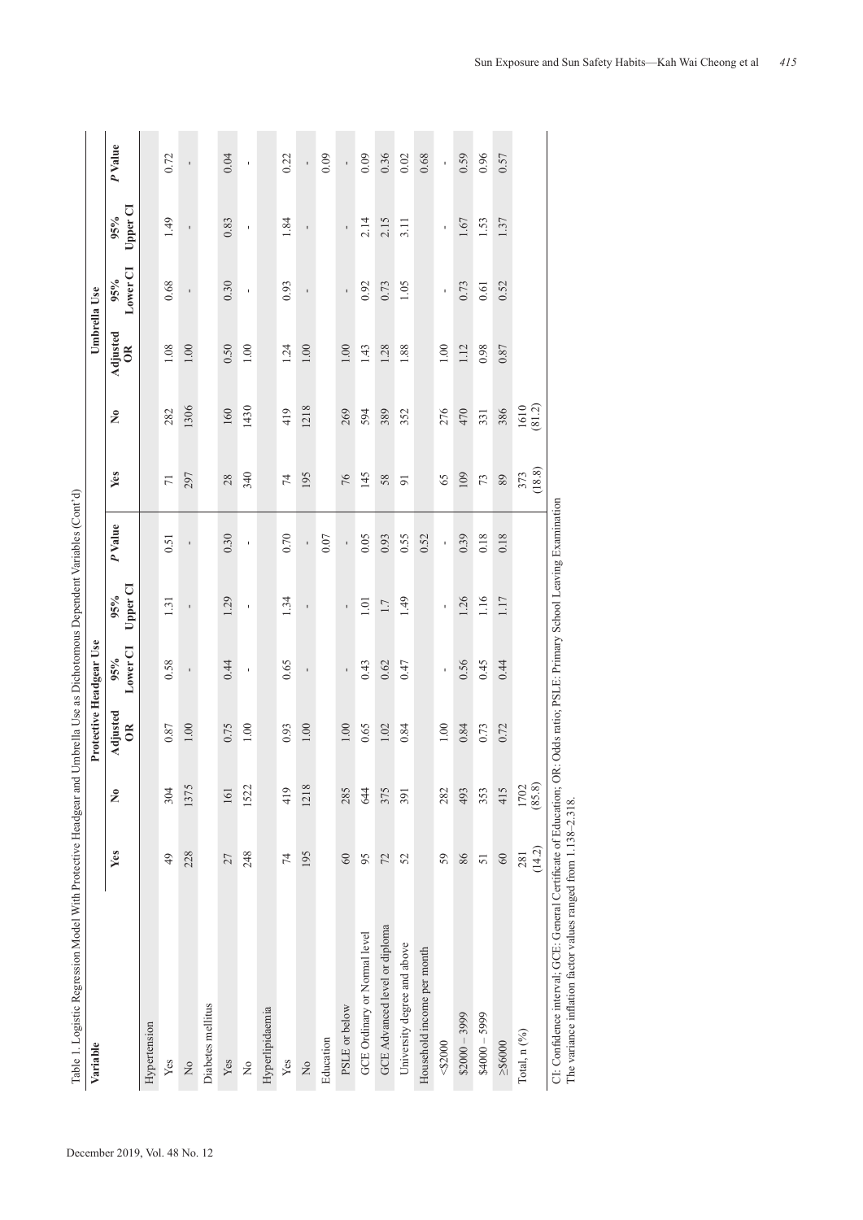Table 1. Logistic Regression Model With Protective Headgear and Umbrella Use as Dichotomous Dependent Variables (Cont'd)

| Variable | Protective Headgear Use | | | | | | Umbrella Use | | | | | |
|---|---|---|---|---|---|---|---|---|---|---|---|---|
| | Yes | No | Adjusted OR | 95% Lower CI | 95% Upper CI | *P* Value | Yes | No | Adjusted OR | 95% Lower CI | 95% Upper CI | *P* Value |
| Hypertension | | | | | | | | | | | | |
| Yes | 49 | 304 | 0.87 | 0.58 | 1.31 | 0.51 | 71 | 282 | 1.08 | 0.68 | 1.49 | 0.72 |
| No | 228 | 1375 | 1.00 | - | - | - | 297 | 1306 | 1.00 | - | - | - |
| Diabetes mellitus | | | | | | | | | | | | |
| Yes | 27 | 161 | 0.75 | 0.44 | 1.29 | 0.30 | 28 | 160 | 0.50 | 0.30 | 0.83 | 0.04 |
| No | 248 | 1522 | 1.00 | - | - | - | 340 | 1430 | 1.00 | - | - | - |
| Hyperlipidaemia | | | | | | | | | | | | |
| Yes | 74 | 419 | 0.93 | 0.65 | 1.34 | 0.70 | 74 | 419 | 1.24 | 0.93 | 1.84 | 0.22 |
| No | 195 | 1218 | 1.00 | - | - | - | 195 | 1218 | 1.00 | - | - | - |
| Education | | | | | | 0.07 | | | | | | 0.09 |
| PSLE or below | 60 | 285 | 1.00 | - | - | - | 76 | 269 | 1.00 | - | - | - |
| GCE Ordinary or Normal level | 95 | 644 | 0.65 | 0.43 | 1.01 | 0.05 | 145 | 594 | 1.43 | 0.92 | 2.14 | 0.09 |
| GCE Advanced level or diploma | 72 | 375 | 1.02 | 0.62 | 1.7 | 0.93 | 58 | 389 | 1.28 | 0.73 | 2.15 | 0.36 |
| University degree and above | 52 | 391 | 0.84 | 0.47 | 1.49 | 0.55 | 91 | 352 | 1.88 | 1.05 | 3.11 | 0.02 |
| Household income per month | | | | | | 0.52 | | | | | | 0.68 |
| <$2000 | 59 | 282 | 1.00 | - | - | - | 65 | 276 | 1.00 | - | - | - |
| $2000 – 3999 | 86 | 493 | 0.84 | 0.56 | 1.26 | 0.39 | 109 | 470 | 1.12 | 0.73 | 1.67 | 0.59 |
| $4000 – 5999 | 51 | 353 | 0.73 | 0.45 | 1.16 | 0.18 | 73 | 331 | 0.98 | 0.61 | 1.53 | 0.96 |
| ≥$6000 | 60 | 415 | 0.72 | 0.44 | 1.17 | 0.18 | 89 | 386 | 0.87 | 0.52 | 1.37 | 0.57 |
| Total, n (%) | 281 (14.2) | 1702 (85.8) | | | | | 373 (18.8) | 1610 (81.2) | | | | |

CI: Confidence interval; GCE: General Certificate of Education; OR: Odds ratio; PSLE: Primary School Leaving Examination
The variance inflation factor values ranged from 1.138–2.318.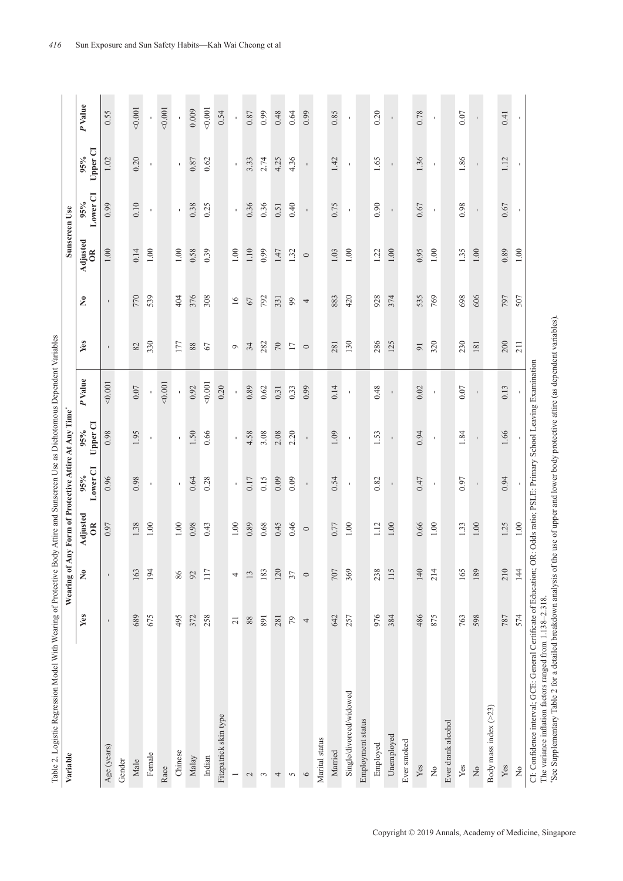Table 2. Logistic Regression Model With Wearing of Protective Body Attire and Sunscreen Use as Dichotomous Dependent Variables

| Variable | Wearing of Any Form of Protective Attire At Any Time* | | | | | | Sunscreen Use | | | | | |
|---|---|---|---|---|---|---|---|---|---|---|---|---|
| | Yes | No | Adjusted OR | 95% Lower CI | 95% Upper CI | P Value | Yes | No | Adjusted OR | 95% Lower CI | 95% Upper CI | P Value |
| Age (years) | - | - | 0.97 | 0.96 | 0.98 | <0.001 | - | - | 1.00 | 0.99 | 1.02 | 0.55 |
| Gender | | | | | | | | | | | | |
| Male | 689 | 163 | 1.38 | 0.98 | 1.95 | 0.07 | 82 | 770 | 0.14 | 0.10 | 0.20 | <0.001 |
| Female | 675 | 194 | 1.00 | - | - | - | 330 | 539 | 1.00 | - | - | - |
| Race | | | | | | <0.001 | | | | | | <0.001 |
| Chinese | 495 | 86 | 1.00 | - | - | - | 177 | 404 | 1.00 | - | - | - |
| Malay | 372 | 92 | 0.98 | 0.64 | 1.50 | 0.92 | 88 | 376 | 0.58 | 0.38 | 0.87 | 0.009 |
| Indian | 258 | 117 | 0.43 | 0.28 | 0.66 | <0.001 | 67 | 308 | 0.39 | 0.25 | 0.62 | <0.001 |
| Fitzpatrick skin type | | | | | | 0.20 | | | | | | 0.54 |
| 1 | 21 | 4 | 1.00 | - | - | - | 9 | 16 | 1.00 | - | - | - |
| 2 | 88 | 13 | 0.89 | 0.17 | 4.58 | 0.89 | 34 | 67 | 1.10 | 0.36 | 3.33 | 0.87 |
| 3 | 891 | 183 | 0.68 | 0.15 | 3.08 | 0.62 | 282 | 792 | 0.99 | 0.36 | 2.74 | 0.99 |
| 4 | 281 | 120 | 0.45 | 0.09 | 2.08 | 0.31 | 70 | 331 | 1.47 | 0.51 | 4.25 | 0.48 |
| 5 | 79 | 37 | 0.46 | 0.09 | 2.20 | 0.33 | 17 | 99 | 1.32 | 0.40 | 4.36 | 0.64 |
| 6 | 4 | 0 | 0 | - | - | 0.99 | 0 | 4 | 0 | - | - | 0.99 |
| Marital status | | | | | | | | | | | | |
| Married | 642 | 707 | 0.77 | 0.54 | 1.09 | 0.14 | 281 | 883 | 1.03 | 0.75 | 1.42 | 0.85 |
| Single/divorced/widowed | 257 | 369 | 1.00 | - | - | - | 130 | 420 | 1.00 | - | - | - |
| Employment status | | | | | | | | | | | | |
| Employed | 976 | 238 | 1.12 | 0.82 | 1.53 | 0.48 | 286 | 928 | 1.22 | 0.90 | 1.65 | 0.20 |
| Unemployed | 384 | 115 | 1.00 | - | - | - | 125 | 374 | 1.00 | - | - | - |
| Ever smoked | | | | | | | | | | | | |
| Yes | 486 | 140 | 0.66 | 0.47 | 0.94 | 0.02 | 91 | 535 | 0.95 | 0.67 | 1.36 | 0.78 |
| No | 875 | 214 | 1.00 | - | - | - | 320 | 769 | 1.00 | - | - | - |
| Ever drank alcohol | | | | | | | | | | | | |
| Yes | 763 | 165 | 1.33 | 0.97 | 1.84 | 0.07 | 230 | 698 | 1.35 | 0.98 | 1.86 | 0.07 |
| No | 598 | 189 | 1.00 | - | - | - | 181 | 606 | 1.00 | - | - | - |
| Body mass index (>23) | | | | | | | | | | | | |
| Yes | 787 | 210 | 1.25 | 0.94 | 1.66 | 0.13 | 200 | 797 | 0.89 | 0.67 | 1.12 | 0.41 |
| No | 574 | 144 | 1.00 | - | - | - | 211 | 507 | 1.00 | - | - | - |

CI: Confidence interval; GCE: General Certificate of Education; OR: Odds ratio; PSLE: Primary School Leaving Examination

The variance inflation factors ranged from 1.138–2.318.

*See Supplementary Table 2 for a detailed breakdown analysis of the use of upper and lower body protective attire (as dependent variables).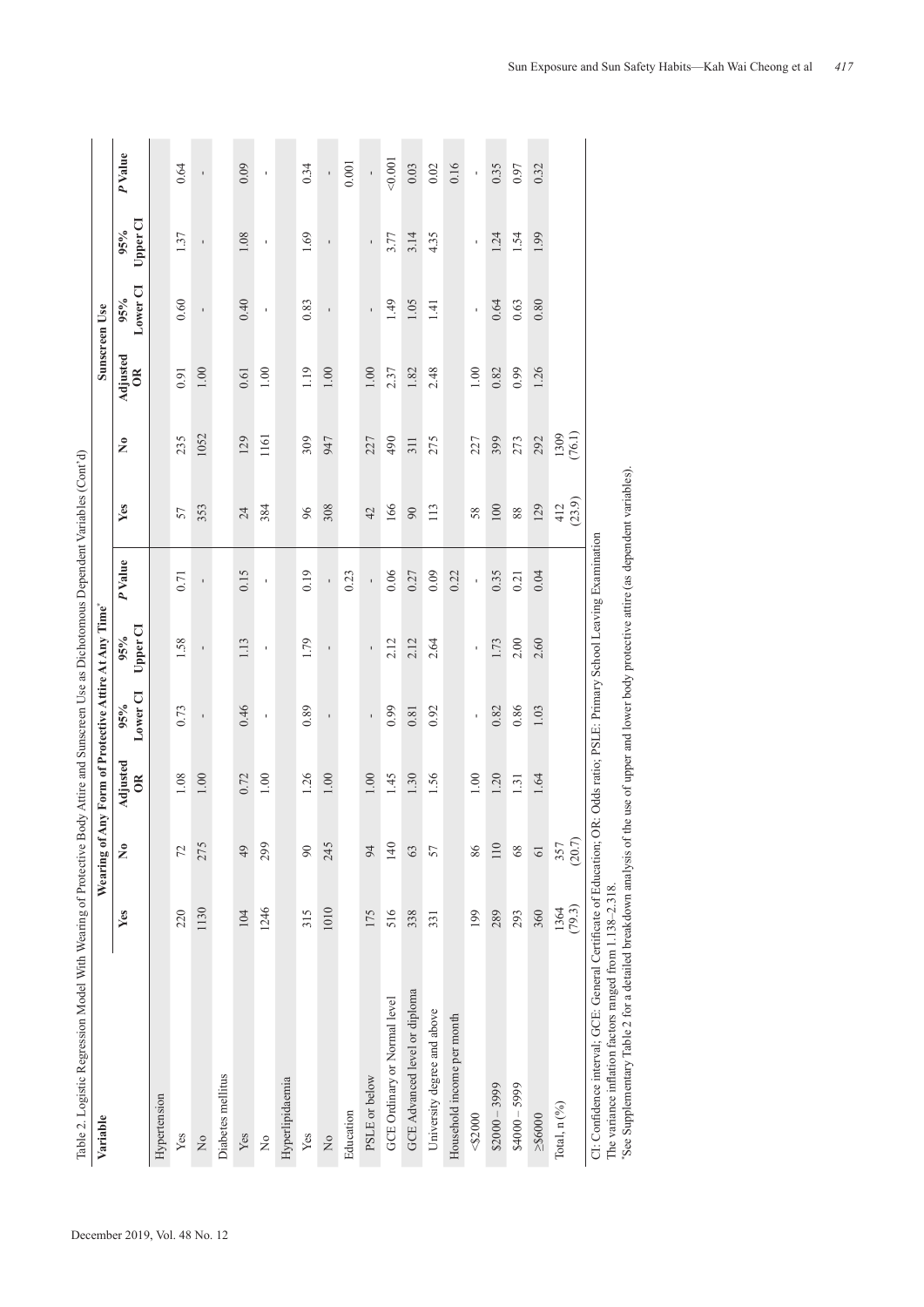Table 2. Logistic Regression Model With Wearing of Protective Body Attire and Sunscreen Use as Dichotomous Dependent Variables (Cont'd)

| Variable | Wearing of Any Form of Protective Attire At Any Time* | | | | | | Sunscreen Use | | | | | |
|---|---|---|---|---|---|---|---|---|---|---|---|---|
| | Yes | No | Adjusted OR | 95% Lower CI | 95% Upper CI | P Value | Yes | No | Adjusted OR | 95% Lower CI | 95% Upper CI | P Value |
| Hypertension | | | | | | | | | | | | |
| Yes | 220 | 72 | 1.08 | 0.73 | 1.58 | 0.71 | 57 | 235 | 0.91 | 0.60 | 1.37 | 0.64 |
| No | 1130 | 275 | 1.00 | - | - | - | 353 | 1052 | 1.00 | - | - | - |
| Diabetes mellitus | | | | | | | | | | | | |
| Yes | 104 | 49 | 0.72 | 0.46 | 1.13 | 0.15 | 24 | 129 | 0.61 | 0.40 | 1.08 | 0.09 |
| No | 1246 | 299 | 1.00 | - | - | - | 384 | 1161 | 1.00 | - | - | - |
| Hyperlipidaemia | | | | | | | | | | | | |
| Yes | 315 | 90 | 1.26 | 0.89 | 1.79 | 0.19 | 96 | 309 | 1.19 | 0.83 | 1.69 | 0.34 |
| No | 1010 | 245 | 1.00 | - | - | - | 308 | 947 | 1.00 | - | - | - |
| Education | | | | | | 0.23 | | | | | | 0.001 |
| PSLE or below | 175 | 94 | 1.00 | - | - | - | 42 | 227 | 1.00 | - | - | - |
| GCE Ordinary or Normal level | 516 | 140 | 1.45 | 0.99 | 2.12 | 0.06 | 166 | 490 | 2.37 | 1.49 | 3.77 | <0.001 |
| GCE Advanced level or diploma | 338 | 63 | 1.30 | 0.81 | 2.12 | 0.27 | 90 | 311 | 1.82 | 1.05 | 3.14 | 0.03 |
| University degree and above | 331 | 57 | 1.56 | 0.92 | 2.64 | 0.09 | 113 | 275 | 2.48 | 1.41 | 4.35 | 0.02 |
| Household income per month | | | | | | 0.22 | | | | | | 0.16 |
| <$2000 | 199 | 86 | 1.00 | - | - | - | 58 | 227 | 1.00 | - | - | - |
| $2000 – 3999 | 289 | 110 | 1.20 | 0.82 | 1.73 | 0.35 | 100 | 399 | 0.82 | 0.64 | 1.24 | 0.35 |
| $4000 – 5999 | 293 | 68 | 1.31 | 0.86 | 2.00 | 0.21 | 88 | 273 | 0.99 | 0.63 | 1.54 | 0.97 |
| ≥$6000 | 360 | 61 | 1.64 | 1.03 | 2.60 | 0.04 | 129 | 292 | 1.26 | 0.80 | 1.99 | 0.32 |
| Total, n (%) | 1364 (79.3) | 357 (20.7) | | | | | 412 (23.9) | 1309 (76.1) | | | | |

CI: Confidence interval; GCE: General Certificate of Education; OR: Odds ratio; PSLE: Primary School Leaving Examination
The variance inflation factors ranged from 1.138–2.318.
*See Supplementary Table 2 for a detailed breakdown analysis of the use of upper and lower body protective attire (as dependent variables).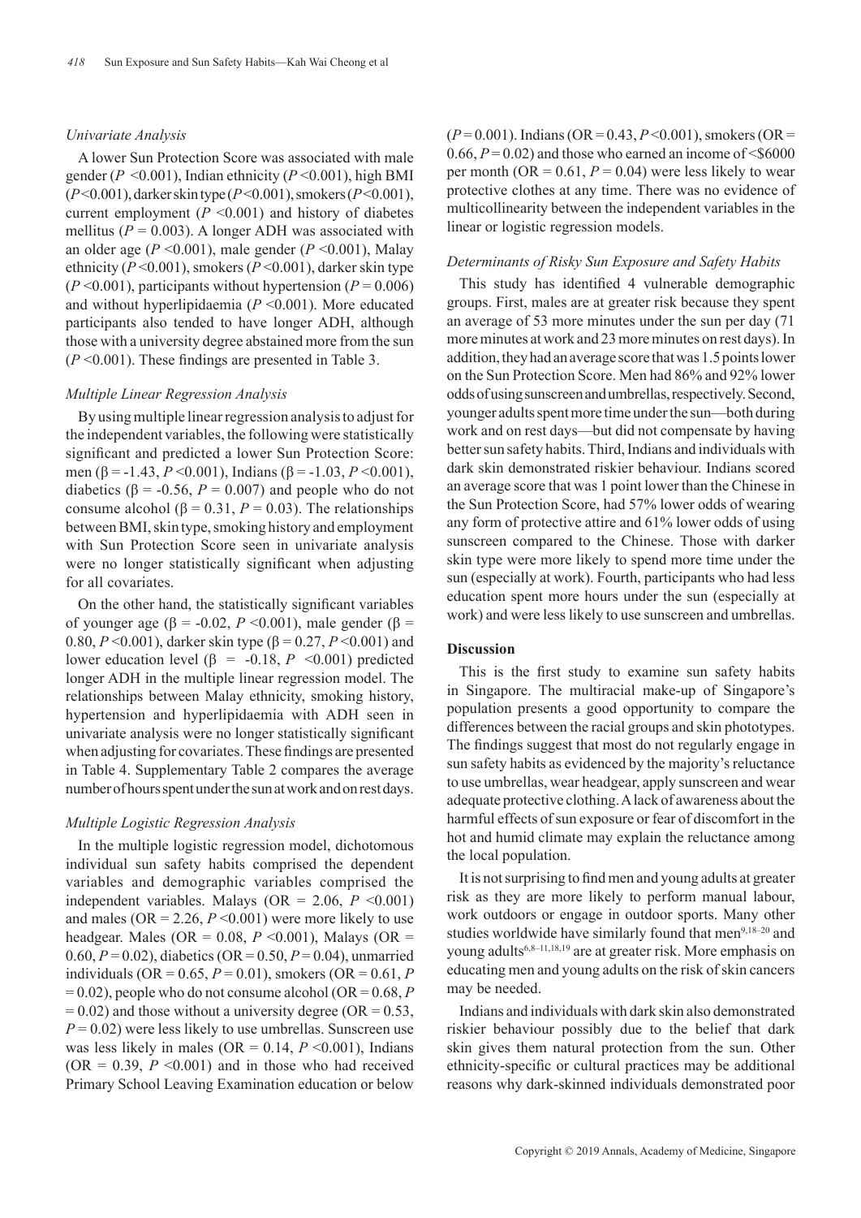### *Univariate Analysis*

A lower Sun Protection Score was associated with male gender ($P$ <0.001), Indian ethnicity ($P$ <0.001), high BMI ($P$ <0.001), darker skin type ($P$ <0.001), smokers ($P$ <0.001), current employment ($P$ <0.001) and history of diabetes mellitus ($P$ = 0.003). A longer ADH was associated with an older age ($P$ <0.001), male gender ($P$ <0.001), Malay ethnicity ($P$ <0.001), smokers ($P$ <0.001), darker skin type ($P$ <0.001), participants without hypertension ($P$ = 0.006) and without hyperlipidaemia ($P$ <0.001). More educated participants also tended to have longer ADH, although those with a university degree abstained more from the sun ($P$ <0.001). These findings are presented in Table 3.

### *Multiple Linear Regression Analysis*

By using multiple linear regression analysis to adjust for the independent variables, the following were statistically significant and predicted a lower Sun Protection Score: men ($\beta$ = -1.43, $P$ <0.001), Indians ($\beta$ = -1.03, $P$ <0.001), diabetics ($\beta$ = -0.56, $P$ = 0.007) and people who do not consume alcohol ($\beta$ = 0.31, $P$ = 0.03). The relationships between BMI, skin type, smoking history and employment with Sun Protection Score seen in univariate analysis were no longer statistically significant when adjusting for all covariates.

On the other hand, the statistically significant variables of younger age ($\beta$ = -0.02, $P$ <0.001), male gender ($\beta$ = 0.80, $P$ <0.001), darker skin type ($\beta$ = 0.27, $P$ <0.001) and lower education level ($\beta$ = -0.18, $P$ <0.001) predicted longer ADH in the multiple linear regression model. The relationships between Malay ethnicity, smoking history, hypertension and hyperlipidaemia with ADH seen in univariate analysis were no longer statistically significant when adjusting for covariates. These findings are presented in Table 4. Supplementary Table 2 compares the average number of hours spent under the sun at work and on rest days.

### *Multiple Logistic Regression Analysis*

In the multiple logistic regression model, dichotomous individual sun safety habits comprised the dependent variables and demographic variables comprised the independent variables. Malays (OR = 2.06, $P$ <0.001) and males (OR = 2.26, $P$ <0.001) were more likely to use headgear. Males (OR = 0.08, $P$ <0.001), Malays (OR = 0.60, $P$ = 0.02), diabetics (OR = 0.50, $P$ = 0.04), unmarried individuals (OR = 0.65, $P$ = 0.01), smokers (OR = 0.61, $P$ = 0.02), people who do not consume alcohol (OR = 0.68, $P$ = 0.02) and those without a university degree (OR = 0.53, $P$ = 0.02) were less likely to use umbrellas. Sunscreen use was less likely in males (OR = 0.14, $P$ <0.001), Indians (OR = 0.39, $P$ <0.001) and in those who had received Primary School Leaving Examination education or below ($P$ = 0.001). Indians (OR = 0.43, $P$ <0.001), smokers (OR = 0.66, $P$ = 0.02) and those who earned an income of <$6000 per month (OR = 0.61, $P$ = 0.04) were less likely to wear protective clothes at any time. There was no evidence of multicollinearity between the independent variables in the linear or logistic regression models.

### *Determinants of Risky Sun Exposure and Safety Habits*

This study has identified 4 vulnerable demographic groups. First, males are at greater risk because they spent an average of 53 more minutes under the sun per day (71 more minutes at work and 23 more minutes on rest days). In addition, they had an average score that was 1.5 points lower on the Sun Protection Score. Men had 86% and 92% lower odds of using sunscreen and umbrellas, respectively. Second, younger adults spent more time under the sun—both during work and on rest days—but did not compensate by having better sun safety habits. Third, Indians and individuals with dark skin demonstrated riskier behaviour. Indians scored an average score that was 1 point lower than the Chinese in the Sun Protection Score, had 57% lower odds of wearing any form of protective attire and 61% lower odds of using sunscreen compared to the Chinese. Those with darker skin type were more likely to spend more time under the sun (especially at work). Fourth, participants who had less education spent more hours under the sun (especially at work) and were less likely to use sunscreen and umbrellas.

## **Discussion**

This is the first study to examine sun safety habits in Singapore. The multiracial make-up of Singapore's population presents a good opportunity to compare the differences between the racial groups and skin phototypes. The findings suggest that most do not regularly engage in sun safety habits as evidenced by the majority's reluctance to use umbrellas, wear headgear, apply sunscreen and wear adequate protective clothing. A lack of awareness about the harmful effects of sun exposure or fear of discomfort in the hot and humid climate may explain the reluctance among the local population.

It is not surprising to find men and young adults at greater risk as they are more likely to perform manual labour, work outdoors or engage in outdoor sports. Many other studies worldwide have similarly found that men[9,18–20] and young adults[6,8–11,18,19] are at greater risk. More emphasis on educating men and young adults on the risk of skin cancers may be needed.

Indians and individuals with dark skin also demonstrated riskier behaviour possibly due to the belief that dark skin gives them natural protection from the sun. Other ethnicity-specific or cultural practices may be additional reasons why dark-skinned individuals demonstrated poor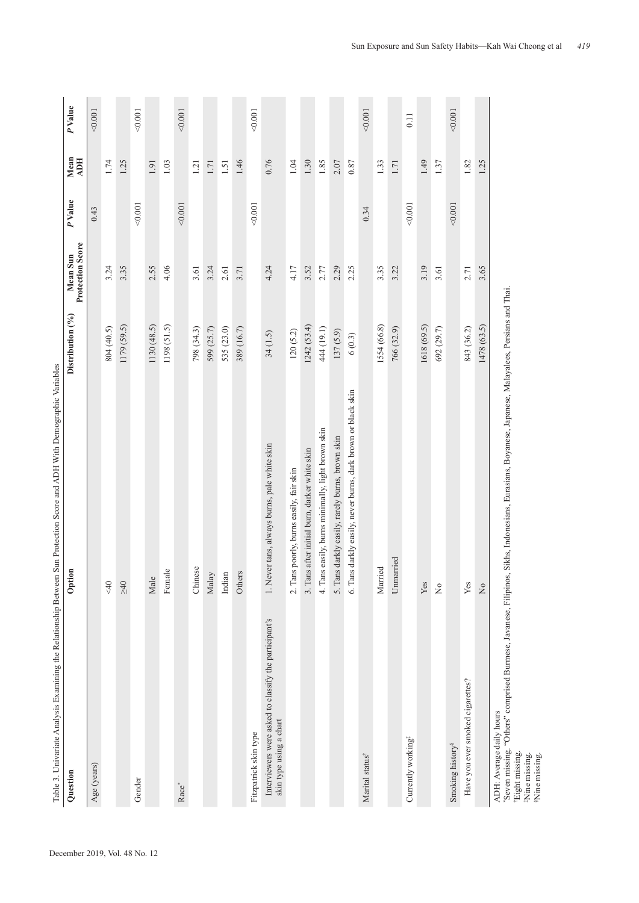Table 3. Univariate Analysis Examining the Relationship Between Sun Protection Score and ADH With Demographic Variables

| Question | Option | Distribution (%) | Mean Sun Protection Score | *P* Value | Mean ADH | *P* Value |
|---|---|---|---|---|---|---|
| Age (years) | | | | 0.43 | | <0.001 |
| | <40 | 804 (40.5) | 3.24 | | 1.74 | |
| | ≥40 | 1179 (59.5) | 3.35 | | 1.25 | |
| Gender | | | | <0.001 | | <0.001 |
| | Male | 1130 (48.5) | 2.55 | | 1.91 | |
| | Female | 1198 (51.5) | 4.06 | | 1.03 | |
| Race* | | | | <0.001 | | <0.001 |
| | Chinese | 798 (34.3) | 3.61 | | 1.21 | |
| | Malay | 599 (25.7) | 3.24 | | 1.71 | |
| | Indian | 535 (23.0) | 2.61 | | 1.51 | |
| | Others | 389 (16.7) | 3.71 | | 1.46 | |
| Fitzpatrick skin type | | | | <0.001 | | <0.001 |
| Interviewers were asked to classify the participant's skin type using a chart | 1. Never tans, always burns, pale white skin | 34 (1.5) | 4.24 | | 0.76 | |
| | 2. Tans poorly, burns easily, fair skin | 120 (5.2) | 4.17 | | 1.04 | |
| | 3. Tans after initial burn, darker white skin | 1242 (53.4) | 3.52 | | 1.30 | |
| | 4. Tans easily, burns minimally, light brown skin | 444 (19.1) | 2.77 | | 1.85 | |
| | 5. Tans darkly easily, rarely burns, brown skin | 137 (5.9) | 2.29 | | 2.07 | |
| | 6. Tans darkly easily, never burns, dark brown or black skin | 6 (0.3) | 2.25 | | 0.87 | |
| Marital status† | | | | 0.34 | | <0.001 |
| | Married | 1554 (66.8) | 3.35 | | 1.33 | |
| | Unmarried | 766 (32.9) | 3.22 | | 1.71 | |
| Currently working‡ | | | | <0.001 | | 0.11 |
| | Yes | 1618 (69.5) | 3.19 | | 1.49 | |
| | No | 692 (29.7) | 3.61 | | 1.37 | |
| Smoking history§ | | | | <0.001 | | <0.001 |
| Have you ever smoked cigarettes? | Yes | 843 (36.2) | 2.71 | | 1.82 | |
| | No | 1478 (63.5) | 3.65 | | 1.25 | |

ADH: Average daily hours

*Seven missing. "Others" comprised Burmese, Javanese, Filipinos, Sikhs, Indonesians, Eurasians, Boyanese, Japanese, Malayalees, Persians and Thai.

†Eight missing.

‡Nine missing.

§Nine missing.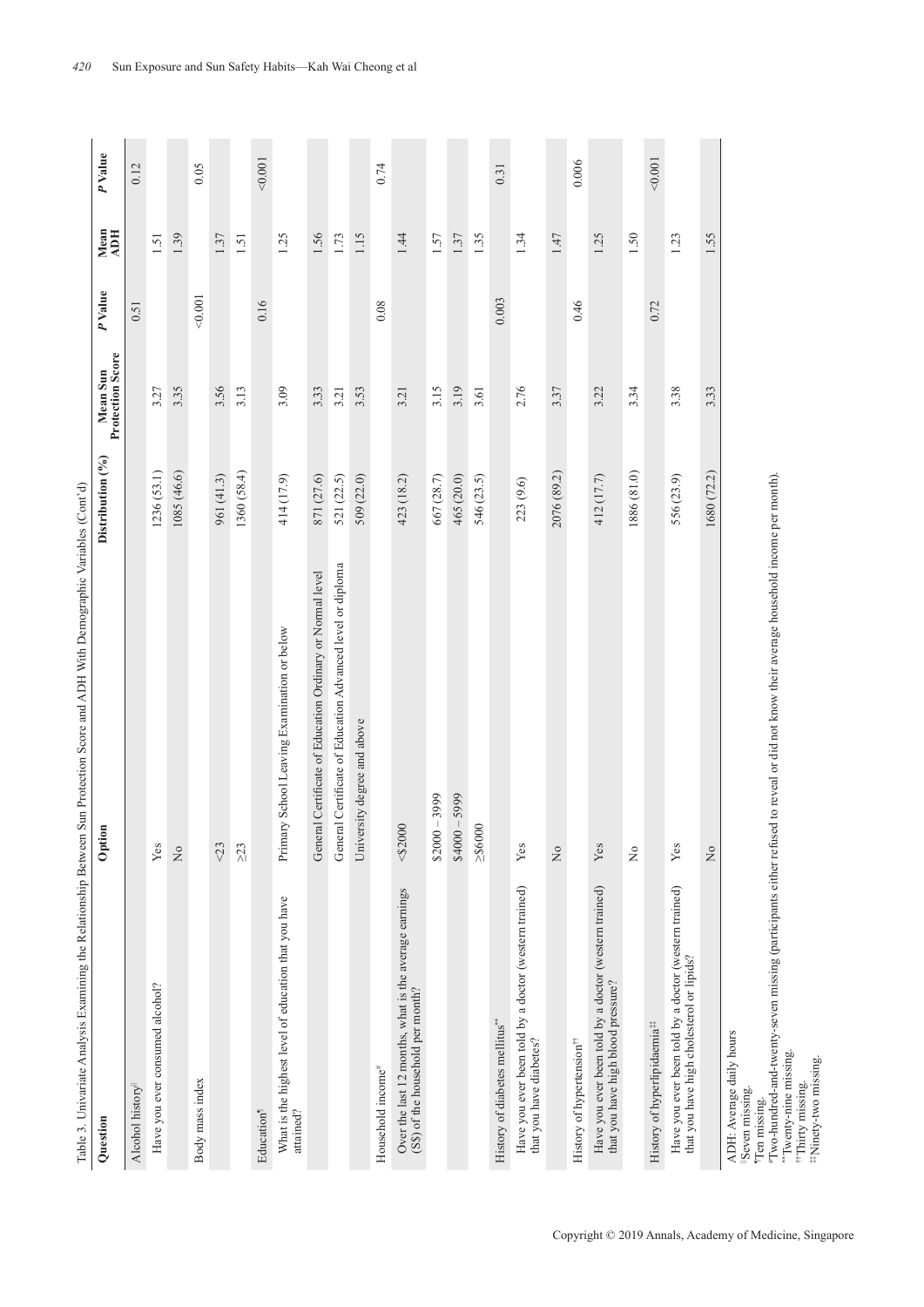Table 3. Univariate Analysis Examining the Relationship Between Sun Protection Score and ADH With Demographic Variables (Cont'd)

| Question | Option | Distribution (%) | Mean Sun Protection Score | *P* Value | Mean ADH | *P* Value |
|---|---|---|---|---|---|---|
| Alcohol history[‖] | | | | 0.51 | | 0.12 |
| Have you ever consumed alcohol? | Yes | 1236 (53.1) | 3.27 | | 1.51 | |
| | No | 1085 (46.6) | 3.35 | | 1.39 | |
| Body mass index | | | | <0.001 | | 0.05 |
| | <23 | 961 (41.3) | 3.56 | | 1.37 | |
| | ≥23 | 1360 (58.4) | 3.13 | | 1.51 | |
| Education[¶] | | | | 0.16 | | <0.001 |
| What is the highest level of education that you have attained? | Primary School Leaving Examination or below | 414 (17.9) | 3.09 | | 1.25 | |
| | General Certificate of Education Ordinary or Normal level | 871 (27.6) | 3.33 | | 1.56 | |
| | General Certificate of Education Advanced level or diploma | 521 (22.5) | 3.21 | | 1.73 | |
| | University degree and above | 509 (22.0) | 3.53 | | 1.15 | |
| Household income[#] | | | | 0.08 | | 0.74 |
| Over the last 12 months, what is the average earnings (S$) of the household per month? | <$2000 | 423 (18.2) | 3.21 | | 1.44 | |
| | $2000 – 3999 | 667 (28.7) | 3.15 | | 1.57 | |
| | $4000 – 5999 | 465 (20.0) | 3.19 | | 1.37 | |
| | ≥$6000 | 546 (23.5) | 3.61 | | 1.35 | |
| History of diabetes mellitus[**] | | | | 0.003 | | 0.31 |
| Have you ever been told by a doctor (western trained) that you have diabetes? | Yes | 223 (9.6) | 2.76 | | 1.34 | |
| | No | 2076 (89.2) | 3.37 | | 1.47 | |
| History of hypertension[††] | | | | 0.46 | | 0.006 |
| Have you ever been told by a doctor (western trained) that you have high blood pressure? | Yes | 412 (17.7) | 3.22 | | 1.25 | |
| | No | 1886 (81.0) | 3.34 | | 1.50 | |
| History of hyperlipidaemia[‡‡] | | | | 0.72 | | <0.001 |
| Have you ever been told by a doctor (western trained) that you have high cholesterol or lipids? | Yes | 556 (23.9) | 3.38 | | 1.23 | |
| | No | 1680 (72.2) | 3.33 | | 1.55 | |

ADH: Average daily hours
[‖]Seven missing.
[¶]Ten missing.
[#]Two-hundred-and-twenty-seven missing (participants either refused to reveal or did not know their average household income per month).
[**]Twenty-nine missing.
[††]Thirty missing.
[‡‡]Ninety-two missing.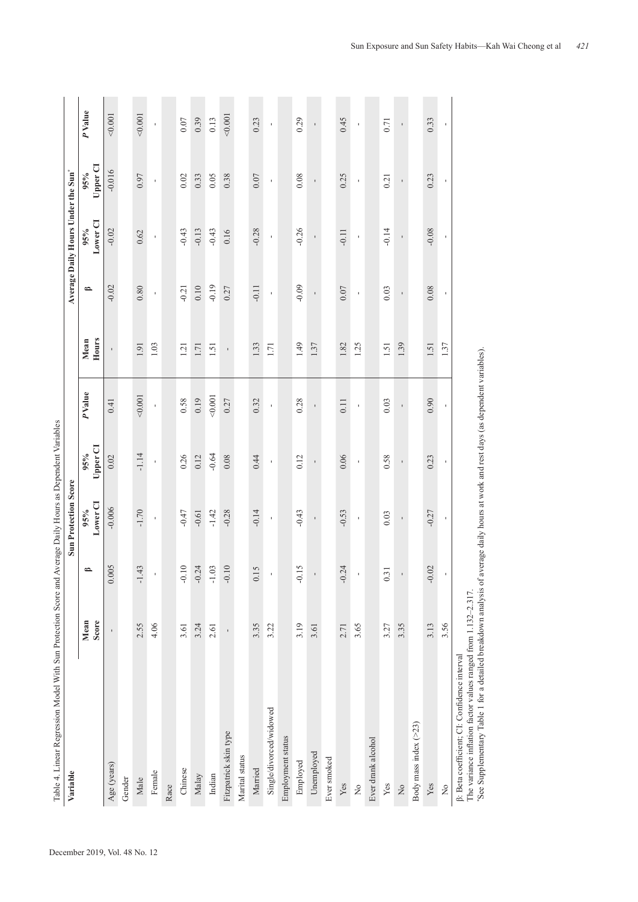Table 4. Linear Regression Model With Sun Protection Score and Average Daily Hours as Dependent Variables

| Variable | Sun Protection Score | | | | | Average Daily Hours Under the Sun* | | | | |
|---|---|---|---|---|---|---|---|---|---|---|
| | Mean Score | β | 95% Lower CI | 95% Upper CI | *P* Value | Mean Hours | β | 95% Lower CI | 95% Upper CI | *P* Value |
| Age (years) | - | 0.005 | -0.006 | 0.02 | 0.41 | - | -0.02 | -0.02 | -0.016 | <0.001 |
| Gender | | | | | | | | | | |
| Male | 2.55 | -1.43 | -1.70 | -1.14 | <0.001 | 1.91 | 0.80 | 0.62 | 0.97 | <0.001 |
| Female | 4.06 | - | - | - | - | 1.03 | - | - | - | - |
| Race | | | | | | | | | | |
| Chinese | 3.61 | -0.10 | -0.47 | 0.26 | 0.58 | 1.21 | -0.21 | -0.43 | 0.02 | 0.07 |
| Malay | 3.24 | -0.24 | -0.61 | 0.12 | 0.19 | 1.71 | 0.10 | -0.13 | 0.33 | 0.39 |
| Indian | 2.61 | -1.03 | -1.42 | -0.64 | <0.001 | 1.51 | -0.19 | -0.43 | 0.05 | 0.13 |
| Fitzpatrick skin type | - | -0.10 | -0.28 | 0.08 | 0.27 | - | 0.27 | 0.16 | 0.38 | <0.001 |
| Marital status | | | | | | | | | | |
| Married | 3.35 | 0.15 | -0.14 | 0.44 | 0.32 | 1.33 | -0.11 | -0.28 | 0.07 | 0.23 |
| Single/divorced/widowed | 3.22 | - | - | - | - | 1.71 | - | - | - | - |
| Employment status | | | | | | | | | | |
| Employed | 3.19 | -0.15 | -0.43 | 0.12 | 0.28 | 1.49 | -0.09 | -0.26 | 0.08 | 0.29 |
| Unemployed | 3.61 | - | - | - | - | 1.37 | - | - | - | - |
| Ever smoked | | | | | | | | | | |
| Yes | 2.71 | -0.24 | -0.53 | 0.06 | 0.11 | 1.82 | 0.07 | -0.11 | 0.25 | 0.45 |
| No | 3.65 | - | - | - | - | 1.25 | - | - | - | - |
| Ever drank alcohol | | | | | | | | | | |
| Yes | 3.27 | 0.31 | 0.03 | 0.58 | 0.03 | 1.51 | 0.03 | -0.14 | 0.21 | 0.71 |
| No | 3.35 | - | - | - | - | 1.39 | - | - | - | - |
| Body mass index (>23) | | | | | | | | | | |
| Yes | 3.13 | -0.02 | -0.27 | 0.23 | 0.90 | 1.51 | 0.08 | -0.08 | 0.23 | 0.33 |
| No | 3.56 | - | - | - | - | 1.37 | - | - | - | - |

β: Beta coefficient; CI: Confidence interval

The variance inflation factor values ranged from 1.132–2.317.

*See Supplementary Table 1 for a detailed breakdown analysis of average daily hours at work and rest days (as dependent variables).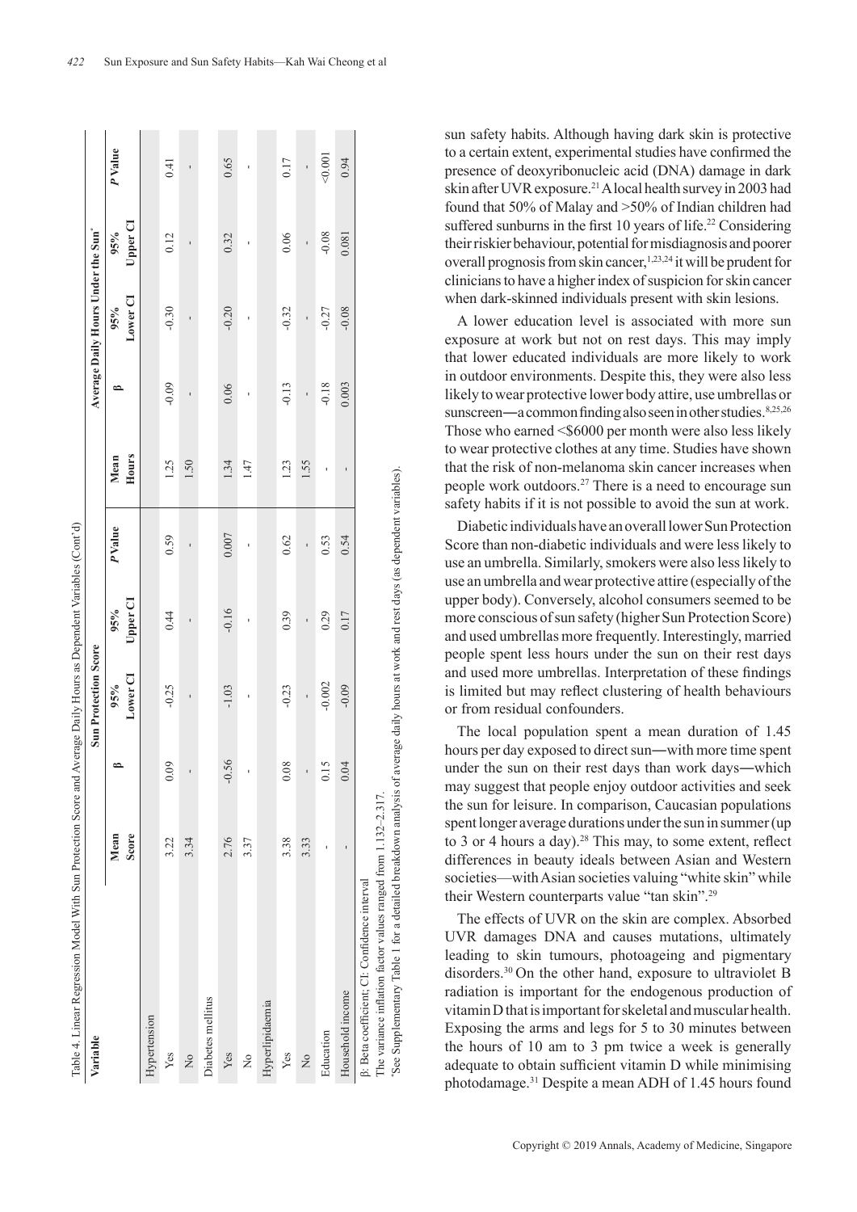Table 4. Linear Regression Model With Sun Protection Score and Average Daily Hours as Dependent Variables (Cont'd)

| Variable | Sun Protection Score | | | | | Average Daily Hours Under the Sun* | | | | |
|---|---|---|---|---|---|---|---|---|---|---|
| | Mean Score | β | 95% Lower CI | 95% Upper CI | P Value | Mean Hours | β | 95% Lower CI | 95% Upper CI | P Value |
| Hypertension | | | | | | | | | | |
| Yes | 3.22 | 0.09 | -0.25 | 0.44 | 0.59 | 1.25 | -0.09 | -0.30 | 0.12 | 0.41 |
| No | 3.34 | - | - | - | - | 1.50 | - | - | - | - |
| Diabetes mellitus | | | | | | | | | | |
| Yes | 2.76 | -0.56 | -1.03 | -0.16 | 0.007 | 1.34 | 0.06 | -0.20 | 0.32 | 0.65 |
| No | 3.37 | - | - | - | - | 1.47 | - | - | - | - |
| Hyperlipidaemia | | | | | | | | | | |
| Yes | 3.38 | 0.08 | -0.23 | 0.39 | 0.62 | 1.23 | -0.13 | -0.32 | 0.06 | 0.17 |
| No | 3.33 | - | - | - | - | 1.55 | - | - | - | - |
| Education | - | 0.15 | -0.002 | 0.29 | 0.53 | - | -0.18 | -0.27 | -0.08 | <0.001 |
| Household income | - | 0.04 | -0.09 | 0.17 | 0.54 | - | 0.003 | -0.08 | 0.081 | 0.94 |

β: Beta coefficient; CI: Confidence interval

The variance inflation factor values ranged from 1.132–2.317.

*See Supplementary Table 1 for a detailed breakdown analysis of average daily hours at work and rest days (as dependent variables).

sun safety habits. Although having dark skin is protective to a certain extent, experimental studies have confirmed the presence of deoxyribonucleic acid (DNA) damage in dark skin after UVR exposure.[21] A local health survey in 2003 had found that 50% of Malay and >50% of Indian children had suffered sunburns in the first 10 years of life.[22] Considering their riskier behaviour, potential for misdiagnosis and poorer overall prognosis from skin cancer,[1,23,24] it will be prudent for clinicians to have a higher index of suspicion for skin cancer when dark-skinned individuals present with skin lesions.

A lower education level is associated with more sun exposure at work but not on rest days. This may imply that lower educated individuals are more likely to work in outdoor environments. Despite this, they were also less likely to wear protective lower body attire, use umbrellas or sunscreen—a common finding also seen in other studies.[8,25,26] Those who earned <$6000 per month were also less likely to wear protective clothes at any time. Studies have shown that the risk of non-melanoma skin cancer increases when people work outdoors.[27] There is a need to encourage sun safety habits if it is not possible to avoid the sun at work.

Diabetic individuals have an overall lower Sun Protection Score than non-diabetic individuals and were less likely to use an umbrella. Similarly, smokers were also less likely to use an umbrella and wear protective attire (especially of the upper body). Conversely, alcohol consumers seemed to be more conscious of sun safety (higher Sun Protection Score) and used umbrellas more frequently. Interestingly, married people spent less hours under the sun on their rest days and used more umbrellas. Interpretation of these findings is limited but may reflect clustering of health behaviours or from residual confounders.

The local population spent a mean duration of 1.45 hours per day exposed to direct sun—with more time spent under the sun on their rest days than work days—which may suggest that people enjoy outdoor activities and seek the sun for leisure. In comparison, Caucasian populations spent longer average durations under the sun in summer (up to 3 or 4 hours a day).[28] This may, to some extent, reflect differences in beauty ideals between Asian and Western societies—with Asian societies valuing "white skin" while their Western counterparts value "tan skin".[29]

The effects of UVR on the skin are complex. Absorbed UVR damages DNA and causes mutations, ultimately leading to skin tumours, photoageing and pigmentary disorders.[30] On the other hand, exposure to ultraviolet B radiation is important for the endogenous production of vitamin D that is important for skeletal and muscular health. Exposing the arms and legs for 5 to 30 minutes between the hours of 10 am to 3 pm twice a week is generally adequate to obtain sufficient vitamin D while minimising photodamage.[31] Despite a mean ADH of 1.45 hours found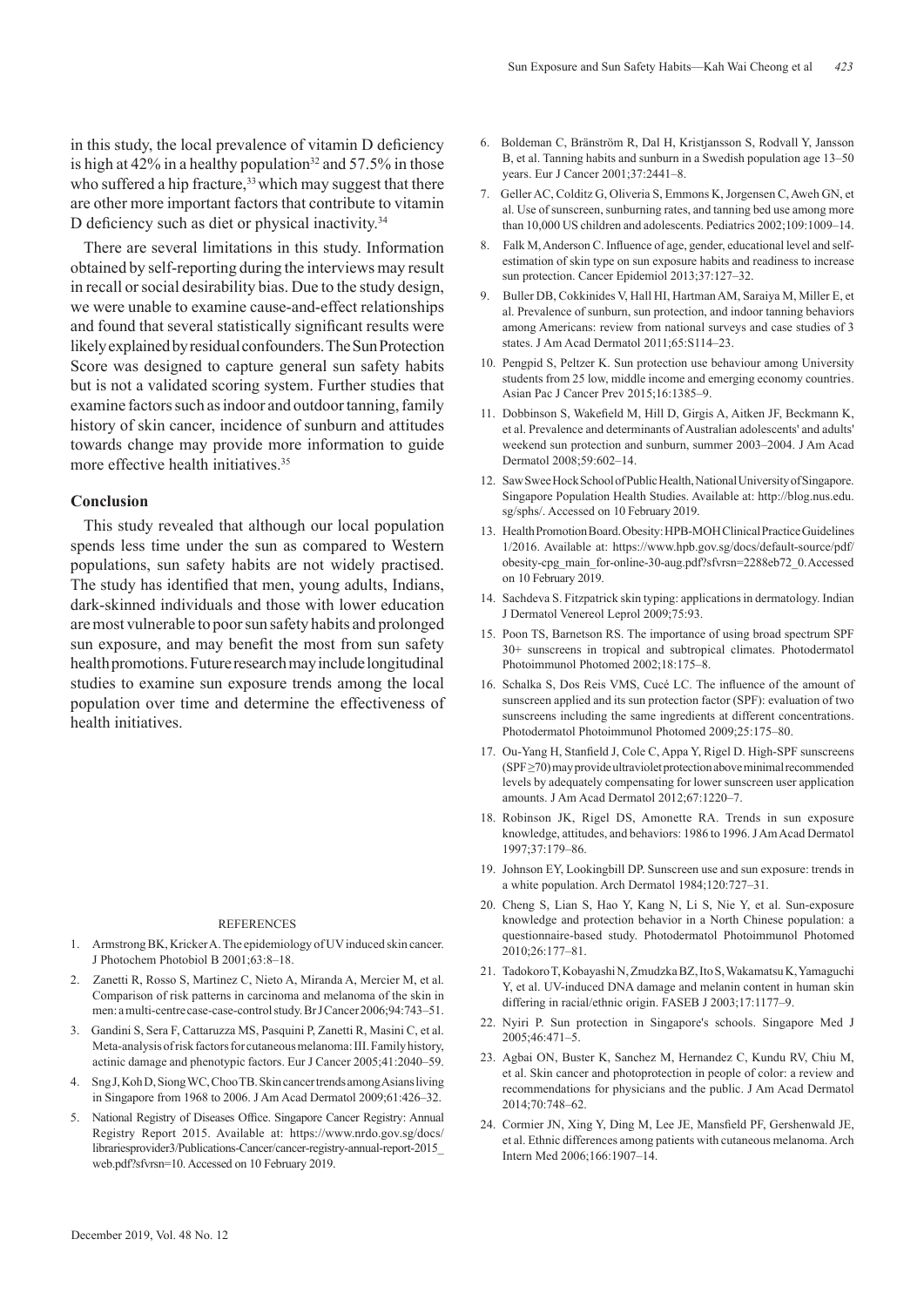in this study, the local prevalence of vitamin D deficiency is high at 42% in a healthy population[32] and 57.5% in those who suffered a hip fracture,[33] which may suggest that there are other more important factors that contribute to vitamin D deficiency such as diet or physical inactivity.[34]

There are several limitations in this study. Information obtained by self-reporting during the interviews may result in recall or social desirability bias. Due to the study design, we were unable to examine cause-and-effect relationships and found that several statistically significant results were likely explained by residual confounders. The Sun Protection Score was designed to capture general sun safety habits but is not a validated scoring system. Further studies that examine factors such as indoor and outdoor tanning, family history of skin cancer, incidence of sunburn and attitudes towards change may provide more information to guide more effective health initiatives.[35]

## Conclusion

This study revealed that although our local population spends less time under the sun as compared to Western populations, sun safety habits are not widely practised. The study has identified that men, young adults, Indians, dark-skinned individuals and those with lower education are most vulnerable to poor sun safety habits and prolonged sun exposure, and may benefit the most from sun safety health promotions. Future research may include longitudinal studies to examine sun exposure trends among the local population over time and determine the effectiveness of health initiatives.

## REFERENCES

1. Armstrong BK, Kricker A. The epidemiology of UV induced skin cancer. J Photochem Photobiol B 2001;63:8–18.
2. Zanetti R, Rosso S, Martinez C, Nieto A, Miranda A, Mercier M, et al. Comparison of risk patterns in carcinoma and melanoma of the skin in men: a multi-centre case-case-control study. Br J Cancer 2006;94:743–51.
3. Gandini S, Sera F, Cattaruzza MS, Pasquini P, Zanetti R, Masini C, et al. Meta-analysis of risk factors for cutaneous melanoma: III. Family history, actinic damage and phenotypic factors. Eur J Cancer 2005;41:2040–59.
4. Sng J, Koh D, Siong WC, Choo TB. Skin cancer trends among Asians living in Singapore from 1968 to 2006. J Am Acad Dermatol 2009;61:426–32.
5. National Registry of Diseases Office. Singapore Cancer Registry: Annual Registry Report 2015. Available at: https://www.nrdo.gov.sg/docs/librariesprovider3/Publications-Cancer/cancer-registry-annual-report-2015_web.pdf?sfvrsn=10. Accessed on 10 February 2019.
6. Boldeman C, Bränström R, Dal H, Kristjansson S, Rodvall Y, Jansson B, et al. Tanning habits and sunburn in a Swedish population age 13–50 years. Eur J Cancer 2001;37:2441–8.
7. Geller AC, Colditz G, Oliveria S, Emmons K, Jorgensen C, Aweh GN, et al. Use of sunscreen, sunburning rates, and tanning bed use among more than 10,000 US children and adolescents. Pediatrics 2002;109:1009–14.
8. Falk M, Anderson C. Influence of age, gender, educational level and self-estimation of skin type on sun exposure habits and readiness to increase sun protection. Cancer Epidemiol 2013;37:127–32.
9. Buller DB, Cokkinides V, Hall HI, Hartman AM, Saraiya M, Miller E, et al. Prevalence of sunburn, sun protection, and indoor tanning behaviors among Americans: review from national surveys and case studies of 3 states. J Am Acad Dermatol 2011;65:S114–23.
10. Pengpid S, Peltzer K. Sun protection use behaviour among University students from 25 low, middle income and emerging economy countries. Asian Pac J Cancer Prev 2015;16:1385–9.
11. Dobbinson S, Wakefield M, Hill D, Girgis A, Aitken JF, Beckmann K, et al. Prevalence and determinants of Australian adolescents' and adults' weekend sun protection and sunburn, summer 2003–2004. J Am Acad Dermatol 2008;59:602–14.
12. Saw Swee Hock School of Public Health, National University of Singapore. Singapore Population Health Studies. Available at: http://blog.nus.edu.sg/sphs/. Accessed on 10 February 2019.
13. Health Promotion Board. Obesity: HPB-MOH Clinical Practice Guidelines 1/2016. Available at: https://www.hpb.gov.sg/docs/default-source/pdf/obesity-cpg_main_for-online-30-aug.pdf?sfvrsn=2288eb72_0. Accessed on 10 February 2019.
14. Sachdeva S. Fitzpatrick skin typing: applications in dermatology. Indian J Dermatol Venereol Leprol 2009;75:93.
15. Poon TS, Barnetson RS. The importance of using broad spectrum SPF 30+ sunscreens in tropical and subtropical climates. Photodermatol Photoimmunol Photomed 2002;18:175–8.
16. Schalka S, Dos Reis VMS, Cucé LC. The influence of the amount of sunscreen applied and its sun protection factor (SPF): evaluation of two sunscreens including the same ingredients at different concentrations. Photodermatol Photoimmunol Photomed 2009;25:175–80.
17. Ou-Yang H, Stanfield J, Cole C, Appa Y, Rigel D. High-SPF sunscreens (SPF ≥70) may provide ultraviolet protection above minimal recommended levels by adequately compensating for lower sunscreen user application amounts. J Am Acad Dermatol 2012;67:1220–7.
18. Robinson JK, Rigel DS, Amonette RA. Trends in sun exposure knowledge, attitudes, and behaviors: 1986 to 1996. J Am Acad Dermatol 1997;37:179–86.
19. Johnson EY, Lookingbill DP. Sunscreen use and sun exposure: trends in a white population. Arch Dermatol 1984;120:727–31.
20. Cheng S, Lian S, Hao Y, Kang N, Li S, Nie Y, et al. Sun-exposure knowledge and protection behavior in a North Chinese population: a questionnaire-based study. Photodermatol Photoimmunol Photomed 2010;26:177–81.
21. Tadokoro T, Kobayashi N, Zmudzka BZ, Ito S, Wakamatsu K, Yamaguchi Y, et al. UV-induced DNA damage and melanin content in human skin differing in racial/ethnic origin. FASEB J 2003;17:1177–9.
22. Nyiri P. Sun protection in Singapore's schools. Singapore Med J 2005;46:471–5.
23. Agbai ON, Buster K, Sanchez M, Hernandez C, Kundu RV, Chiu M, et al. Skin cancer and photoprotection in people of color: a review and recommendations for physicians and the public. J Am Acad Dermatol 2014;70:748–62.
24. Cormier JN, Xing Y, Ding M, Lee JE, Mansfield PF, Gershenwald JE, et al. Ethnic differences among patients with cutaneous melanoma. Arch Intern Med 2006;166:1907–14.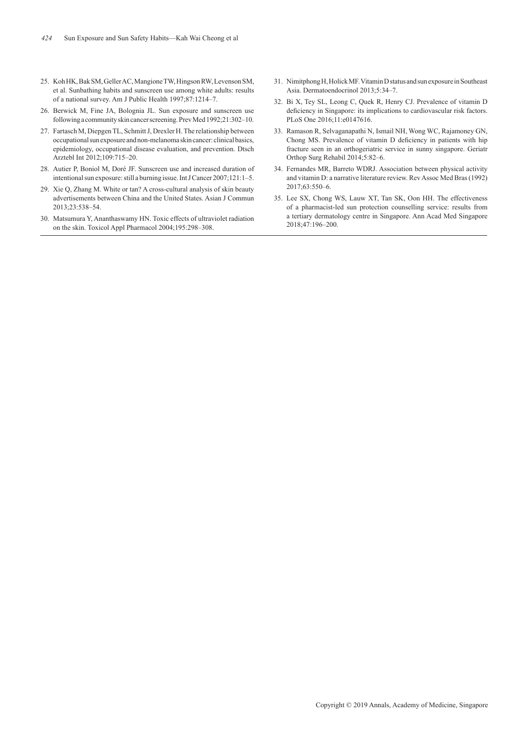25. Koh HK, Bak SM, Geller AC, Mangione TW, Hingson RW, Levenson SM, et al. Sunbathing habits and sunscreen use among white adults: results of a national survey. Am J Public Health 1997;87:1214–7.
26. Berwick M, Fine JA, Bolognia JL. Sun exposure and sunscreen use following a community skin cancer screening. Prev Med 1992;21:302–10.
27. Fartasch M, Diepgen TL, Schmitt J, Drexler H. The relationship between occupational sun exposure and non-melanoma skin cancer: clinical basics, epidemiology, occupational disease evaluation, and prevention. Dtsch Arztebl Int 2012;109:715–20.
28. Autier P, Boniol M, Doré JF. Sunscreen use and increased duration of intentional sun exposure: still a burning issue. Int J Cancer 2007;121:1–5.
29. Xie Q, Zhang M. White or tan? A cross-cultural analysis of skin beauty advertisements between China and the United States. Asian J Commun 2013;23:538–54.
30. Matsumura Y, Ananthaswamy HN. Toxic effects of ultraviolet radiation on the skin. Toxicol Appl Pharmacol 2004;195:298–308.
31. Nimitphong H, Holick MF. Vitamin D status and sun exposure in Southeast Asia. Dermatoendocrinol 2013;5:34–7.
32. Bi X, Tey SL, Leong C, Quek R, Henry CJ. Prevalence of vitamin D deficiency in Singapore: its implications to cardiovascular risk factors. PLoS One 2016;11:e0147616.
33. Ramason R, Selvaganapathi N, Ismail NH, Wong WC, Rajamoney GN, Chong MS. Prevalence of vitamin D deficiency in patients with hip fracture seen in an orthogeriatric service in sunny singapore. Geriatr Orthop Surg Rehabil 2014;5:82–6.
34. Fernandes MR, Barreto WDRJ. Association between physical activity and vitamin D: a narrative literature review. Rev Assoc Med Bras (1992) 2017;63:550–6.
35. Lee SX, Chong WS, Lauw XT, Tan SK, Oon HH. The effectiveness of a pharmacist-led sun protection counselling service: results from a tertiary dermatology centre in Singapore. Ann Acad Med Singapore 2018;47:196–200.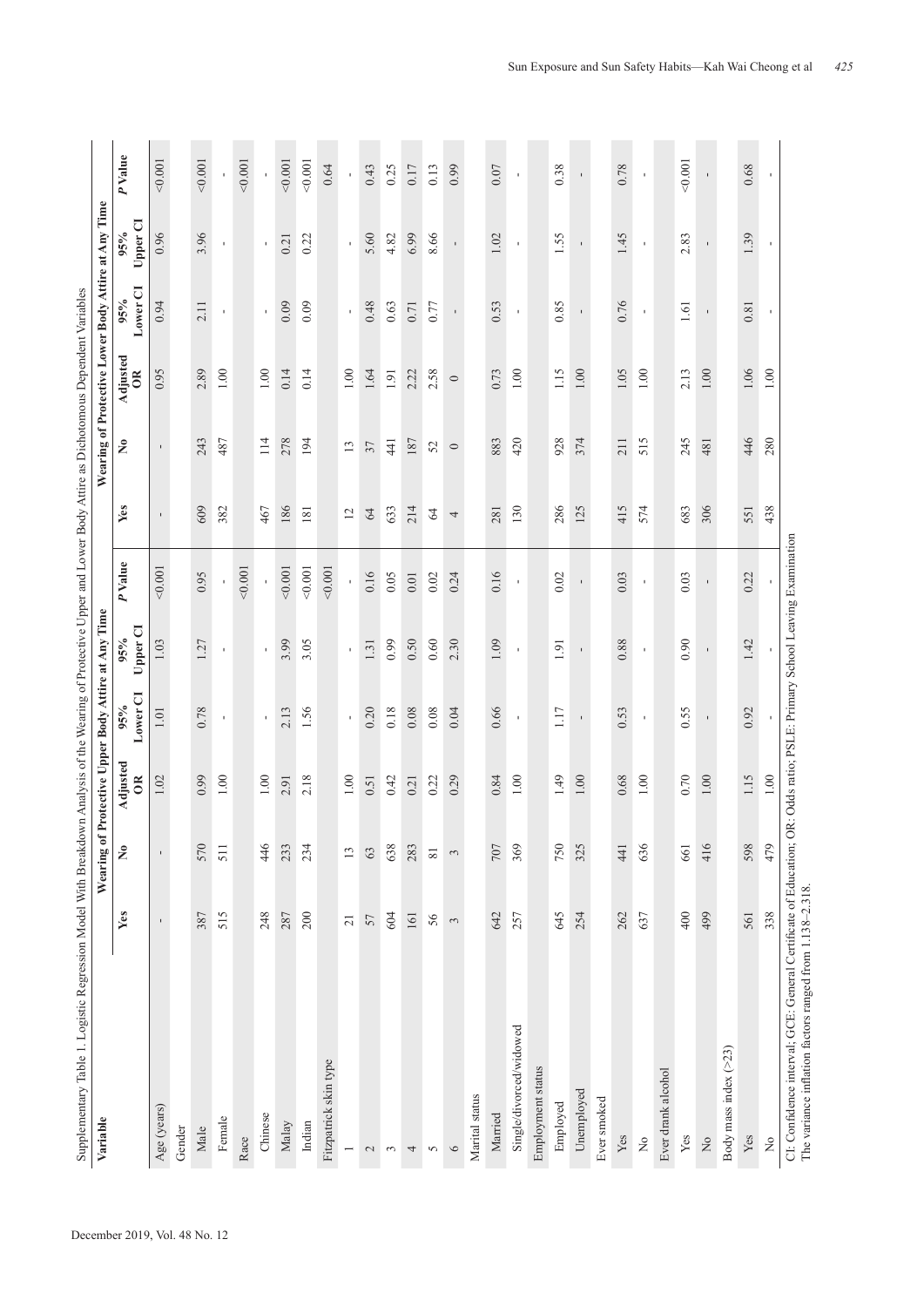Supplementary Table 1. Logistic Regression Model With Breakdown Analysis of the Wearing of Protective Upper and Lower Body Attire as Dichotomous Dependent Variables

| Variable | Wearing of Protective Upper Body Attire at Any Time | | | | | | Wearing of Protective Lower Body Attire at Any Time | | | | | |
|---|---|---|---|---|---|---|---|---|---|---|---|---|
| | Yes | No | Adjusted OR | 95% Lower CI | 95% Upper CI | *P* Value | Yes | No | Adjusted OR | 95% Lower CI | 95% Upper CI | *P* Value |
| Age (years) | - | - | 1.02 | 1.01 | 1.03 | <0.001 | - | - | 0.95 | 0.94 | 0.96 | <0.001 |
| Gender | | | | | | | | | | | | |
| Male | 387 | 570 | 0.99 | 0.78 | 1.27 | 0.95 | 609 | 243 | 2.89 | 2.11 | 3.96 | <0.001 |
| Female | 515 | 511 | 1.00 | - | - | - | 382 | 487 | 1.00 | - | - | - |
| Race | | | | | | <0.001 | | | | | | <0.001 |
| Chinese | 248 | 446 | 1.00 | - | - | - | 467 | 114 | 1.00 | - | - | - |
| Malay | 287 | 233 | 2.91 | 2.13 | 3.99 | <0.001 | 186 | 278 | 0.14 | 0.09 | 0.21 | <0.001 |
| Indian | 200 | 234 | 2.18 | 1.56 | 3.05 | <0.001 | 181 | 194 | 0.14 | 0.09 | 0.22 | <0.001 |
| Fitzpatrick skin type | | | | | | <0.001 | | | | | | 0.64 |
| 1 | 21 | 13 | 1.00 | - | - | - | 12 | 13 | 1.00 | - | - | - |
| 2 | 57 | 63 | 0.51 | 0.20 | 1.31 | 0.16 | 64 | 37 | 1.64 | 0.48 | 5.60 | 0.43 |
| 3 | 604 | 638 | 0.42 | 0.18 | 0.99 | 0.05 | 633 | 441 | 1.91 | 0.63 | 4.82 | 0.25 |
| 4 | 161 | 283 | 0.21 | 0.08 | 0.50 | 0.01 | 214 | 187 | 2.22 | 0.71 | 6.99 | 0.17 |
| 5 | 56 | 81 | 0.22 | 0.08 | 0.60 | 0.02 | 64 | 52 | 2.58 | 0.77 | 8.66 | 0.13 |
| 6 | 3 | 3 | 0.29 | 0.04 | 2.30 | 0.24 | 4 | 0 | 0 | - | - | 0.99 |
| Marital status | | | | | | | | | | | | |
| Married | 642 | 707 | 0.84 | 0.66 | 1.09 | 0.16 | 281 | 883 | 0.73 | 0.53 | 1.02 | 0.07 |
| Single/divorced/widowed | 257 | 369 | 1.00 | - | - | - | 130 | 420 | 1.00 | - | - | - |
| Employment status | | | | | | | | | | | | |
| Employed | 645 | 750 | 1.49 | 1.17 | 1.91 | 0.02 | 286 | 928 | 1.15 | 0.85 | 1.55 | 0.38 |
| Unemployed | 254 | 325 | 1.00 | - | - | - | 125 | 374 | 1.00 | - | - | - |
| Ever smoked | | | | | | | | | | | | |
| Yes | 262 | 441 | 0.68 | 0.53 | 0.88 | 0.03 | 415 | 211 | 1.05 | 0.76 | 1.45 | 0.78 |
| No | 637 | 636 | 1.00 | - | - | - | 574 | 515 | 1.00 | - | - | - |
| Ever drank alcohol | | | | | | | | | | | | |
| Yes | 400 | 661 | 0.70 | 0.55 | 0.90 | 0.03 | 683 | 245 | 2.13 | 1.61 | 2.83 | <0.001 |
| No | 499 | 416 | 1.00 | - | - | - | 306 | 481 | 1.00 | - | - | - |
| Body mass index (>23) | | | | | | | | | | | | |
| Yes | 561 | 598 | 1.15 | 0.92 | 1.42 | 0.22 | 551 | 446 | 1.06 | 0.81 | 1.39 | 0.68 |
| No | 338 | 479 | 1.00 | - | - | - | 438 | 280 | 1.00 | - | - | - |

CI: Confidence interval; GCE: General Certificate of Education; OR: Odds ratio; PSLE: Primary School Leaving Examination
The variance inflation factors ranged from 1.138–2.318.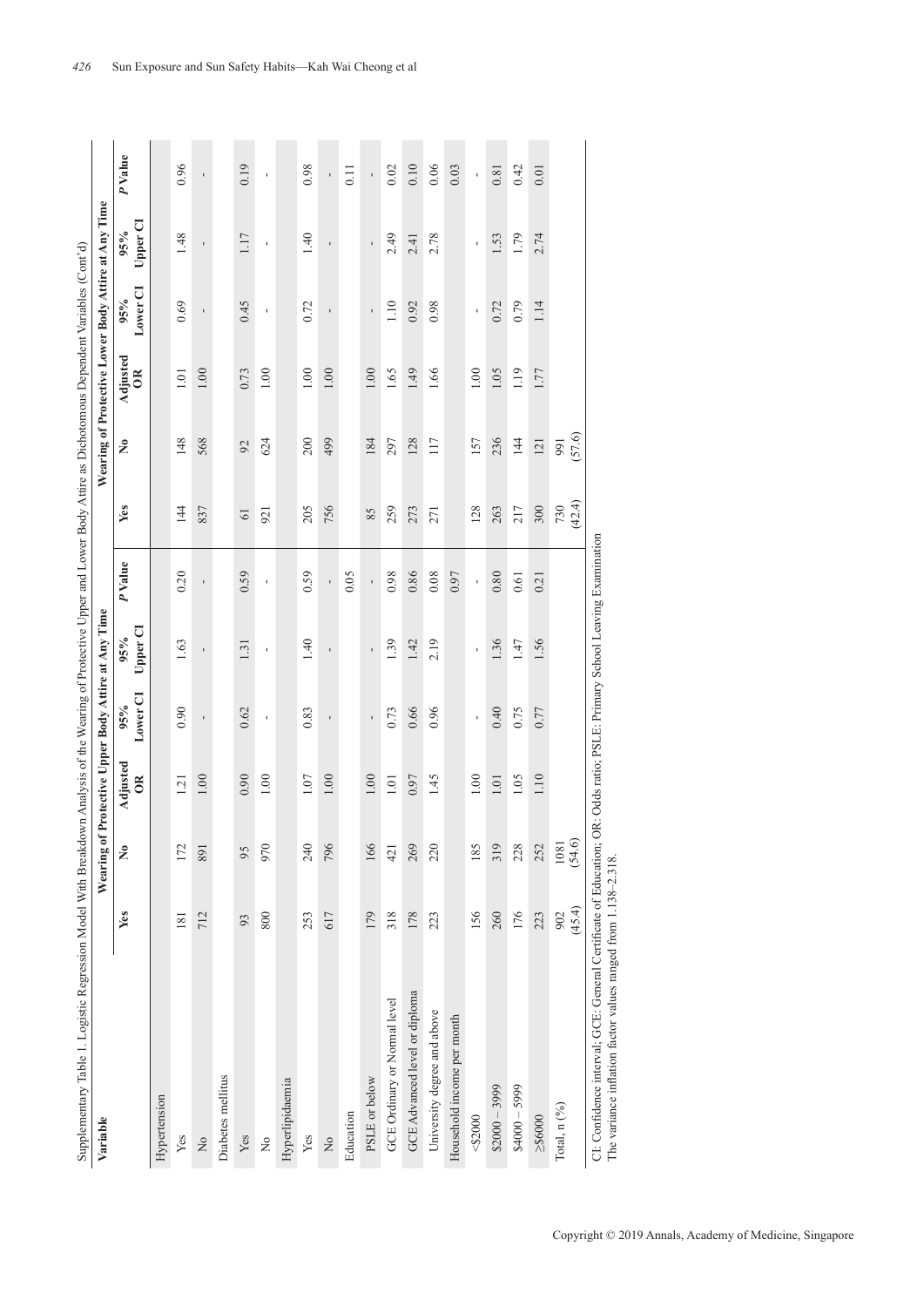Supplementary Table 1. Logistic Regression Model With Breakdown Analysis of the Wearing of Protective Upper and Lower Body Attire as Dichotomous Dependent Variables (Cont'd)

| Variable | Wearing of Protective Upper Body Attire at Any Time | | | | | | Wearing of Protective Lower Body Attire at Any Time | | | | | |
|---|---|---|---|---|---|---|---|---|---|---|---|---|
| | Yes | No | Adjusted OR | 95% Lower CI | 95% Upper CI | P Value | Yes | No | Adjusted OR | 95% Lower CI | 95% Upper CI | P Value |
| Hypertension | | | | | | | | | | | | |
| Yes | 181 | 172 | 1.21 | 0.90 | 1.63 | 0.20 | 144 | 148 | 1.01 | 0.69 | 1.48 | 0.96 |
| No | 712 | 891 | 1.00 | - | - | - | 837 | 568 | 1.00 | - | - | - |
| Diabetes mellitus | | | | | | | | | | | | |
| Yes | 93 | 95 | 0.90 | 0.62 | 1.31 | 0.59 | 61 | 92 | 0.73 | 0.45 | 1.17 | 0.19 |
| No | 800 | 970 | 1.00 | - | - | - | 921 | 624 | 1.00 | - | - | - |
| Hyperlipidaemia | | | | | | | | | | | | |
| Yes | 253 | 240 | 1.07 | 0.83 | 1.40 | 0.59 | 205 | 200 | 1.00 | 0.72 | 1.40 | 0.98 |
| No | 617 | 796 | 1.00 | - | - | - | 756 | 499 | 1.00 | - | - | - |
| Education | | | | | | 0.05 | | | | | | 0.11 |
| PSLE or below | 179 | 166 | 1.00 | - | - | - | 85 | 184 | 1.00 | - | - | - |
| GCE Ordinary or Normal level | 318 | 421 | 1.01 | 0.73 | 1.39 | 0.98 | 259 | 297 | 1.65 | 1.10 | 2.49 | 0.02 |
| GCE Advanced level or diploma | 178 | 269 | 0.97 | 0.66 | 1.42 | 0.86 | 273 | 128 | 1.49 | 0.92 | 2.41 | 0.10 |
| University degree and above | 223 | 220 | 1.45 | 0.96 | 2.19 | 0.08 | 271 | 117 | 1.66 | 0.98 | 2.78 | 0.06 |
| Household income per month | | | | | | 0.97 | | | | | | 0.03 |
| <$2000 | 156 | 185 | 1.00 | - | - | - | 128 | 157 | 1.00 | - | - | - |
| $2000 – 3999 | 260 | 319 | 1.01 | 0.40 | 1.36 | 0.80 | 263 | 236 | 1.05 | 0.72 | 1.53 | 0.81 |
| $4000 – 5999 | 176 | 228 | 1.05 | 0.75 | 1.47 | 0.61 | 217 | 144 | 1.19 | 0.79 | 1.79 | 0.42 |
| ≥$6000 | 223 | 252 | 1.10 | 0.77 | 1.56 | 0.21 | 300 | 121 | 1.77 | 1.14 | 2.74 | 0.01 |
| Total, n (%) | 902 (45.4) | 1081 (54.6) | | | | | 730 (42.4) | 991 (57.6) | | | | |

CI: Confidence interval; GCE: General Certificate of Education; OR: Odds ratio; PSLE: Primary School Leaving Examination
The variance inflation factor values ranged from 1.138–2.318.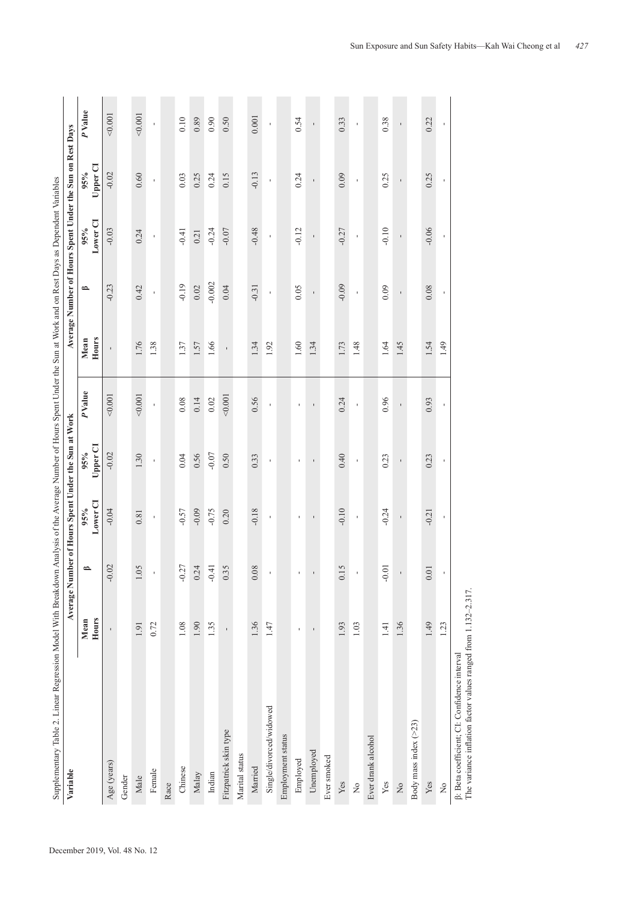Supplementary Table 2. Linear Regression Model With Breakdown Analysis of the Average Number of Hours Spent Under the Sun at Work and on Rest Days as Dependent Variables

| Variable | Average Number of Hours Spent Under the Sun at Work | | | | | Average Number of Hours Spent Under the Sun on Rest Days | | | | |
|---|---|---|---|---|---|---|---|---|---|---|
| | Mean Hours | β | 95% Lower CI | 95% Upper CI | P Value | Mean Hours | β | 95% Lower CI | 95% Upper CI | P Value |
| Age (years) | - | -0.02 | -0.04 | -0.02 | <0.001 | - | -0.23 | -0.03 | -0.02 | <0.001 |
| Gender | | | | | | | | | | |
| Male | 1.91 | 1.05 | 0.81 | 1.30 | <0.001 | 1.76 | 0.42 | 0.24 | 0.60 | <0.001 |
| Female | 0.72 | - | - | - | - | 1.38 | - | - | - | - |
| Race | | | | | | | | | | |
| Chinese | 1.08 | -0.27 | -0.57 | 0.04 | 0.08 | 1.37 | -0.19 | -0.41 | 0.03 | 0.10 |
| Malay | 1.90 | 0.24 | -0.09 | 0.56 | 0.14 | 1.57 | 0.02 | 0.21 | 0.25 | 0.89 |
| Indian | 1.35 | -0.41 | -0.75 | -0.07 | 0.02 | 1.66 | -0.002 | -0.24 | 0.24 | 0.90 |
| Fitzpatrick skin type | - | 0.35 | 0.20 | 0.50 | <0.001 | - | 0.04 | -0.07 | 0.15 | 0.50 |
| Marital status | | | | | | | | | | |
| Married | 1.36 | 0.08 | -0.18 | 0.33 | 0.56 | 1.34 | -0.31 | -0.48 | -0.13 | 0.001 |
| Single/divorced/widowed | 1.47 | - | - | - | - | 1.92 | - | - | - | - |
| Employment status | | | | | | | | | | |
| Employed | - | - | - | - | - | 1.60 | 0.05 | -0.12 | 0.24 | 0.54 |
| Unemployed | - | - | - | - | - | 1.34 | - | - | - | - |
| Ever smoked | | | | | | | | | | |
| Yes | 1.93 | 0.15 | -0.10 | 0.40 | 0.24 | 1.73 | -0.09 | -0.27 | 0.09 | 0.33 |
| No | 1.03 | - | - | - | - | 1.48 | - | - | - | - |
| Ever drank alcohol | | | | | | | | | | |
| Yes | 1.41 | -0.01 | -0.24 | 0.23 | 0.96 | 1.64 | 0.09 | -0.10 | 0.25 | 0.38 |
| No | 1.36 | - | - | - | - | 1.45 | - | - | - | - |
| Body mass index (>23) | | | | | | | | | | |
| Yes | 1.49 | 0.01 | -0.21 | 0.23 | 0.93 | 1.54 | 0.08 | -0.06 | 0.25 | 0.22 |
| No | 1.23 | - | - | - | - | 1.49 | - | - | - | - |

β: Beta coefficient; CI: Confidence interval
The variance inflation factor values ranged from 1.132–2.317.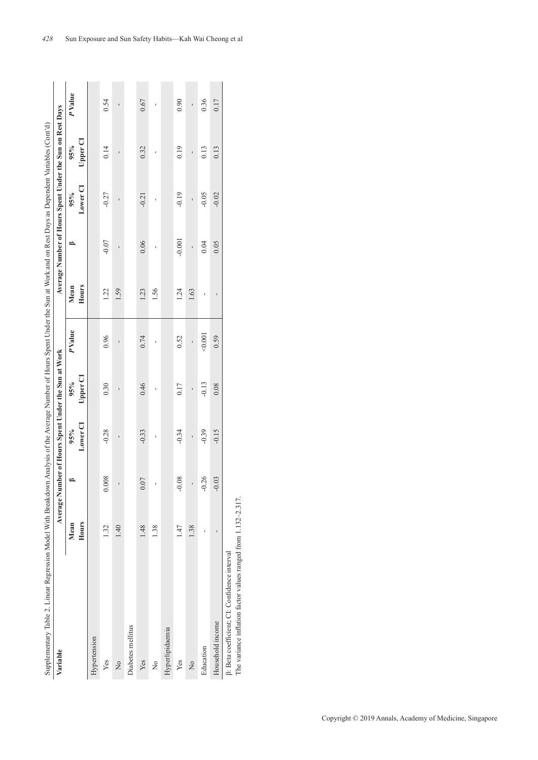Supplementary Table 2. Linear Regression Model With Breakdown Analysis of the Average Number of Hours Spent Under the Sun at Work and on Rest Days as Dependent Variables (Cont'd)

| Variable | Average Number of Hours Spent Under the Sun at Work | | | | | Average Number of Hours Spent Under the Sun on Rest Days | | | | |
|---|---|---|---|---|---|---|---|---|---|---|
| | Mean Hours | β | 95% Lower CI | 95% Upper CI | *P* Value | Mean Hours | β | 95% Lower CI | 95% Upper CI | *P* Value |
| Hypertension | | | | | | | | | | |
| Yes | 1.32 | 0.008 | -0.28 | 0.30 | 0.96 | 1.22 | -0.07 | -0.27 | 0.14 | 0.54 |
| No | 1.40 | - | - | - | - | 1.59 | - | - | - | - |
| Diabetes mellitus | | | | | | | | | | |
| Yes | 1.48 | 0.07 | -0.33 | 0.46 | 0.74 | 1.23 | 0.06 | -0.21 | 0.32 | 0.67 |
| No | 1.38 | - | - | - | - | 1.56 | - | - | - | - |
| Hyperlipidaemia | | | | | | | | | | |
| Yes | 1.47 | -0.08 | -0.34 | 0.17 | 0.52 | 1.24 | -0.001 | -0.19 | 0.19 | 0.90 |
| No | 1.38 | - | - | - | - | 1.63 | - | - | - | - |
| Education | - | -0.26 | -0.39 | -0.13 | <0.001 | - | 0.04 | -0.05 | 0.13 | 0.36 |
| Household income | - | -0.03 | -0.15 | 0.08 | 0.59 | - | 0.05 | -0.02 | 0.13 | 0.17 |

β: Beta coefficient; CI: Confidence interval
The variance inflation factor values ranged from 1.132–2.317.